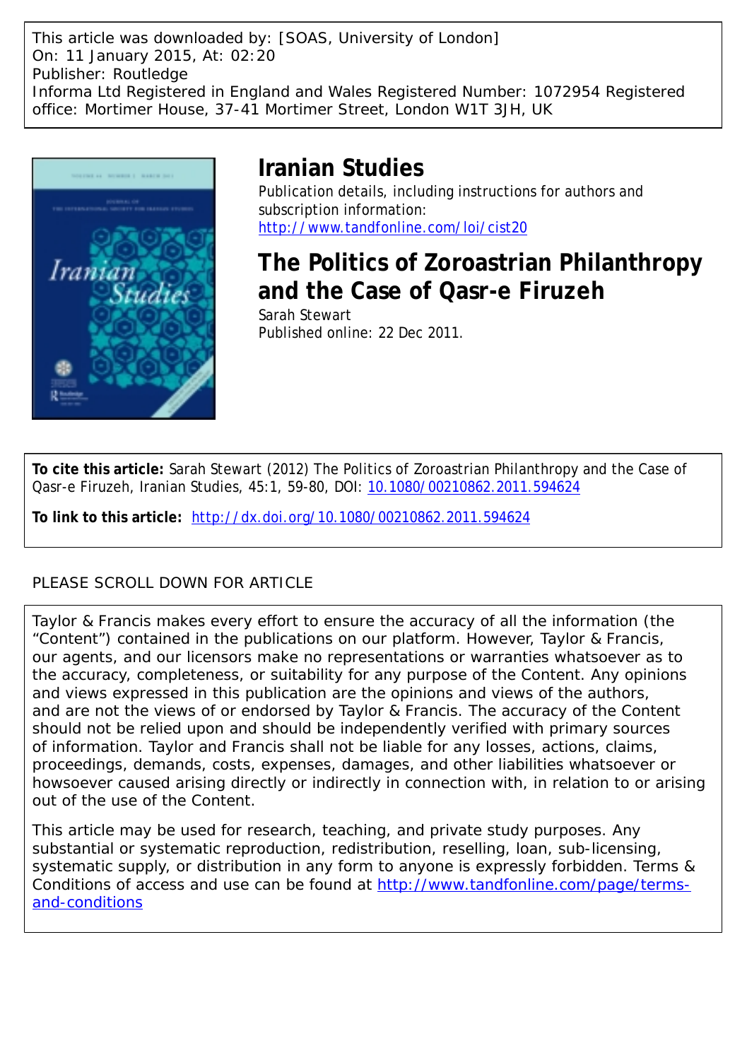This article was downloaded by: [SOAS, University of London]
On: 11 January 2015, At: 02:20
Publisher: Routledge
Informa Ltd Registered in England and Wales Registered Number: 1072954 Registered office: Mortimer House, 37-41 Mortimer Street, London W1T 3JH, UK

# Iranian Studies

Publication details, including instructions for authors and subscription information:
http://www.tandfonline.com/loi/cist20

## The Politics of Zoroastrian Philanthropy and the Case of Qasr-e Firuzeh

Sarah Stewart
Published online: 22 Dec 2011.

**To cite this article:** Sarah Stewart (2012) The Politics of Zoroastrian Philanthropy and the Case of Qasr-e Firuzeh, Iranian Studies, 45:1, 59-80, DOI: 10.1080/00210862.2011.594624

**To link to this article:** http://dx.doi.org/10.1080/00210862.2011.594624

PLEASE SCROLL DOWN FOR ARTICLE

Taylor & Francis makes every effort to ensure the accuracy of all the information (the "Content") contained in the publications on our platform. However, Taylor & Francis, our agents, and our licensors make no representations or warranties whatsoever as to the accuracy, completeness, or suitability for any purpose of the Content. Any opinions and views expressed in this publication are the opinions and views of the authors, and are not the views of or endorsed by Taylor & Francis. The accuracy of the Content should not be relied upon and should be independently verified with primary sources of information. Taylor and Francis shall not be liable for any losses, actions, claims, proceedings, demands, costs, expenses, damages, and other liabilities whatsoever or howsoever caused arising directly or indirectly in connection with, in relation to or arising out of the use of the Content.

This article may be used for research, teaching, and private study purposes. Any substantial or systematic reproduction, redistribution, reselling, loan, sub-licensing, systematic supply, or distribution in any form to anyone is expressly forbidden. Terms & Conditions of access and use can be found at http://www.tandfonline.com/page/terms-and-conditions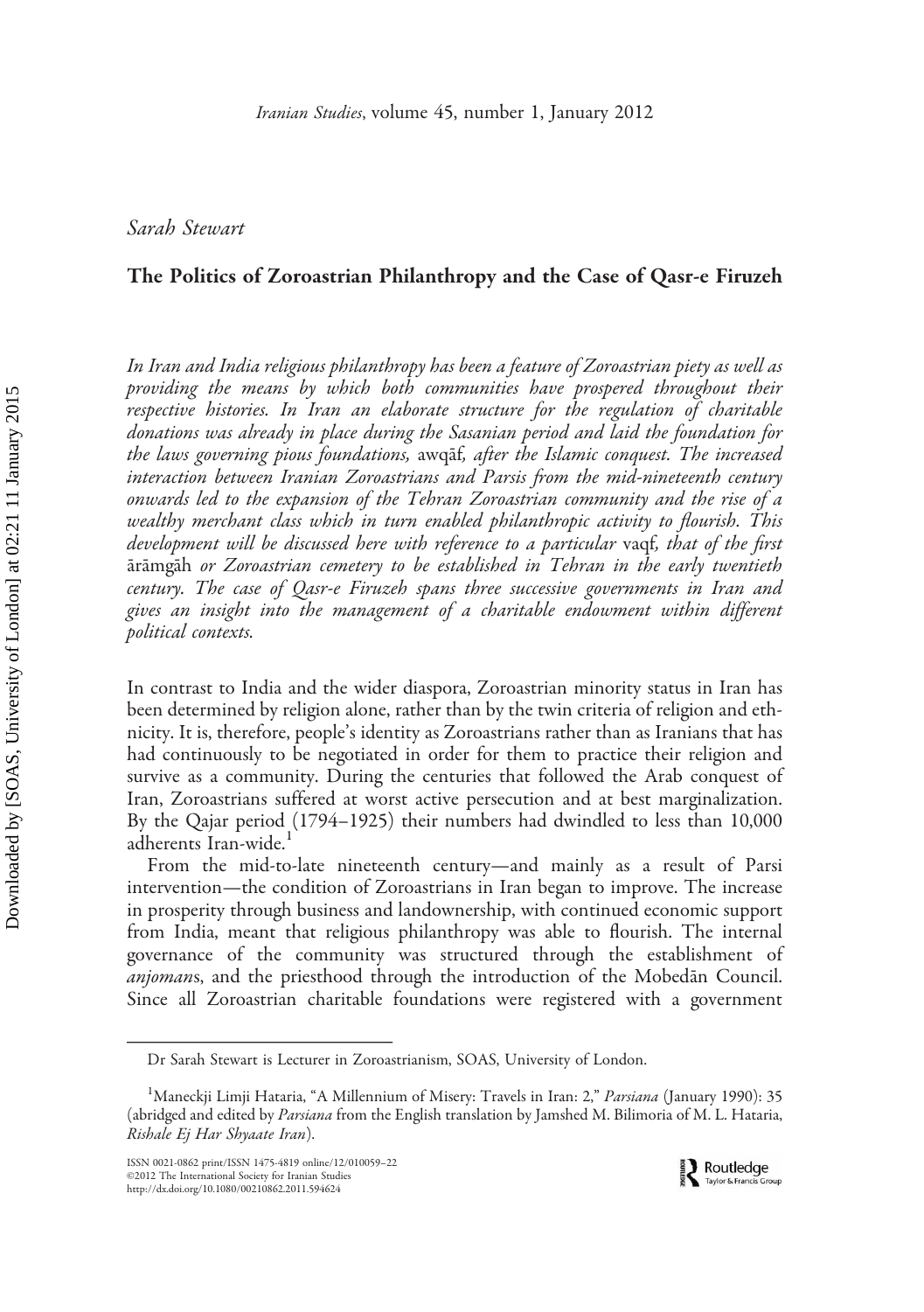Sarah Stewart

# The Politics of Zoroastrian Philanthropy and the Case of Qasr-e Firuzeh

*In Iran and India religious philanthropy has been a feature of Zoroastrian piety as well as providing the means by which both communities have prospered throughout their respective histories. In Iran an elaborate structure for the regulation of charitable donations was already in place during the Sasanian period and laid the foundation for the laws governing pious foundations,* awqāf, *after the Islamic conquest. The increased interaction between Iranian Zoroastrians and Parsis from the mid-nineteenth century onwards led to the expansion of the Tehran Zoroastrian community and the rise of a wealthy merchant class which in turn enabled philanthropic activity to flourish. This development will be discussed here with reference to a particular* vaqf, *that of the first* ārāmgāh *or Zoroastrian cemetery to be established in Tehran in the early twentieth century. The case of Qasr-e Firuzeh spans three successive governments in Iran and gives an insight into the management of a charitable endowment within different political contexts.*

In contrast to India and the wider diaspora, Zoroastrian minority status in Iran has been determined by religion alone, rather than by the twin criteria of religion and ethnicity. It is, therefore, people's identity as Zoroastrians rather than as Iranians that has had continuously to be negotiated in order for them to practice their religion and survive as a community. During the centuries that followed the Arab conquest of Iran, Zoroastrians suffered at worst active persecution and at best marginalization. By the Qajar period (1794–1925) their numbers had dwindled to less than 10,000 adherents Iran-wide.[1]

From the mid-to-late nineteenth century—and mainly as a result of Parsi intervention—the condition of Zoroastrians in Iran began to improve. The increase in prosperity through business and landownership, with continued economic support from India, meant that religious philanthropy was able to flourish. The internal governance of the community was structured through the establishment of *anjomans*, and the priesthood through the introduction of the Mobedān Council. Since all Zoroastrian charitable foundations were registered with a government

Dr Sarah Stewart is Lecturer in Zoroastrianism, SOAS, University of London.

[1] Maneckji Limji Hataria, "A Millennium of Misery: Travels in Iran: 2," *Parsiana* (January 1990): 35 (abridged and edited by *Parsiana* from the English translation by Jamshed M. Bilimoria of M. L. Hataria, *Rishale Ej Har Shyaate Iran*).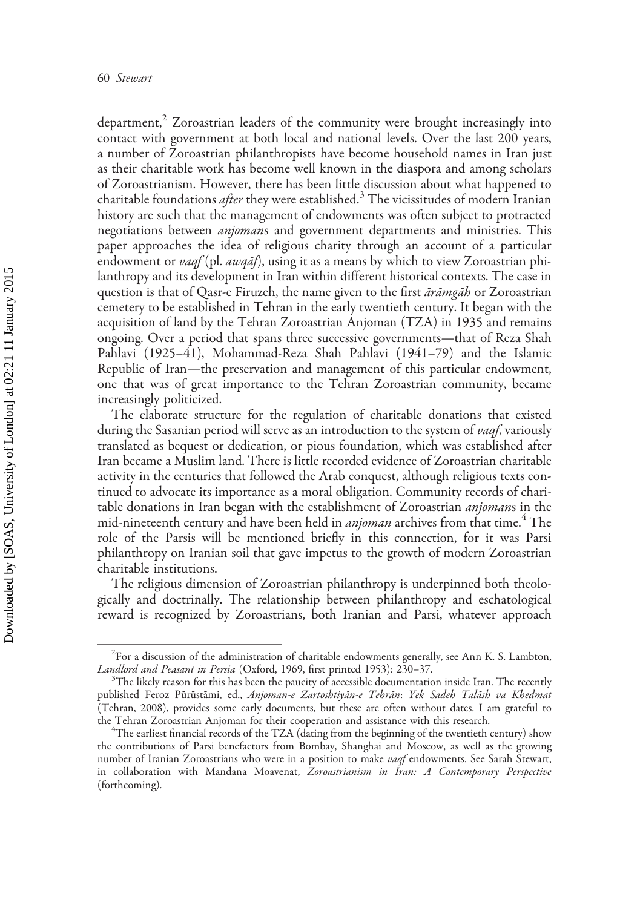department,[2] Zoroastrian leaders of the community were brought increasingly into contact with government at both local and national levels. Over the last 200 years, a number of Zoroastrian philanthropists have become household names in Iran just as their charitable work has become well known in the diaspora and among scholars of Zoroastrianism. However, there has been little discussion about what happened to charitable foundations *after* they were established.[3] The vicissitudes of modern Iranian history are such that the management of endowments was often subject to protracted negotiations between *anjoman*s and government departments and ministries. This paper approaches the idea of religious charity through an account of a particular endowment or *vaqf* (pl. *awqāf*), using it as a means by which to view Zoroastrian philanthropy and its development in Iran within different historical contexts. The case in question is that of Qasr-e Firuzeh, the name given to the first *ārāmgāh* or Zoroastrian cemetery to be established in Tehran in the early twentieth century. It began with the acquisition of land by the Tehran Zoroastrian Anjoman (TZA) in 1935 and remains ongoing. Over a period that spans three successive governments—that of Reza Shah Pahlavi (1925–41), Mohammad-Reza Shah Pahlavi (1941–79) and the Islamic Republic of Iran—the preservation and management of this particular endowment, one that was of great importance to the Tehran Zoroastrian community, became increasingly politicized.

The elaborate structure for the regulation of charitable donations that existed during the Sasanian period will serve as an introduction to the system of *vaqf*, variously translated as bequest or dedication, or pious foundation, which was established after Iran became a Muslim land. There is little recorded evidence of Zoroastrian charitable activity in the centuries that followed the Arab conquest, although religious texts continued to advocate its importance as a moral obligation. Community records of charitable donations in Iran began with the establishment of Zoroastrian *anjoman*s in the mid-nineteenth century and have been held in *anjoman* archives from that time.[4] The role of the Parsis will be mentioned briefly in this connection, for it was Parsi philanthropy on Iranian soil that gave impetus to the growth of modern Zoroastrian charitable institutions.

The religious dimension of Zoroastrian philanthropy is underpinned both theologically and doctrinally. The relationship between philanthropy and eschatological reward is recognized by Zoroastrians, both Iranian and Parsi, whatever approach

---

[2] For a discussion of the administration of charitable endowments generally, see Ann K. S. Lambton, *Landlord and Peasant in Persia* (Oxford, 1969, first printed 1953): 230–37.

[3] The likely reason for this has been the paucity of accessible documentation inside Iran. The recently published Feroz Pūrūstāmi, ed., *Anjoman-e Zartoshtiyān-e Tehrān*: *Yek Sadeh Talāsh va Khedmat* (Tehran, 2008), provides some early documents, but these are often without dates. I am grateful to the Tehran Zoroastrian Anjoman for their cooperation and assistance with this research.

[4] The earliest financial records of the TZA (dating from the beginning of the twentieth century) show the contributions of Parsi benefactors from Bombay, Shanghai and Moscow, as well as the growing number of Iranian Zoroastrians who were in a position to make *vaqf* endowments. See Sarah Stewart, in collaboration with Mandana Moavenat, *Zoroastrianism in Iran: A Contemporary Perspective* (forthcoming).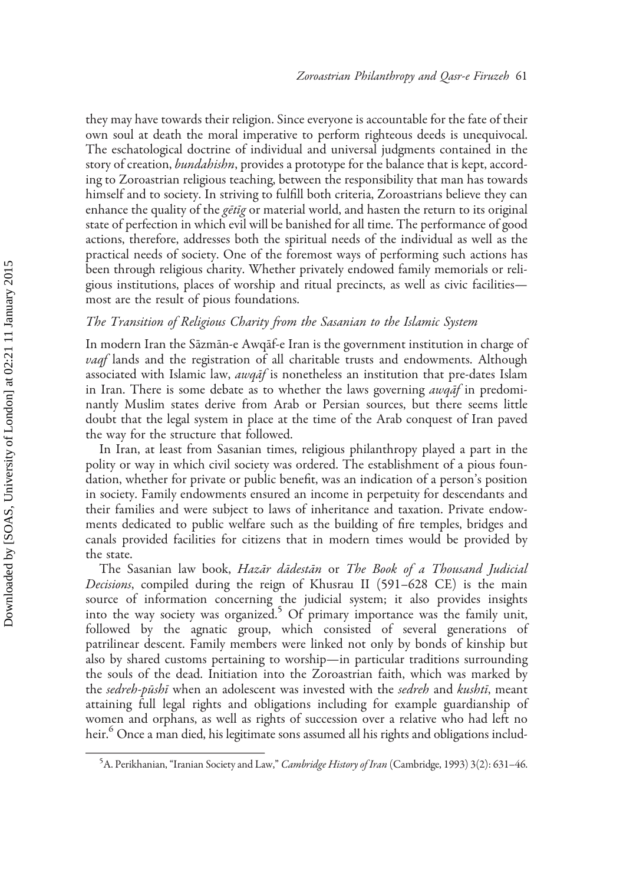they may have towards their religion. Since everyone is accountable for the fate of their own soul at death the moral imperative to perform righteous deeds is unequivocal. The eschatological doctrine of individual and universal judgments contained in the story of creation, *bundahishn*, provides a prototype for the balance that is kept, according to Zoroastrian religious teaching, between the responsibility that man has towards himself and to society. In striving to fulfill both criteria, Zoroastrians believe they can enhance the quality of the *gētīg* or material world, and hasten the return to its original state of perfection in which evil will be banished for all time. The performance of good actions, therefore, addresses both the spiritual needs of the individual as well as the practical needs of society. One of the foremost ways of performing such actions has been through religious charity. Whether privately endowed family memorials or religious institutions, places of worship and ritual precincts, as well as civic facilities—most are the result of pious foundations.

### *The Transition of Religious Charity from the Sasanian to the Islamic System*

In modern Iran the Sāzmān-e Awqāf-e Iran is the government institution in charge of *vaqf* lands and the registration of all charitable trusts and endowments. Although associated with Islamic law, *awqāf* is nonetheless an institution that pre-dates Islam in Iran. There is some debate as to whether the laws governing *awqāf* in predominantly Muslim states derive from Arab or Persian sources, but there seems little doubt that the legal system in place at the time of the Arab conquest of Iran paved the way for the structure that followed.

In Iran, at least from Sasanian times, religious philanthropy played a part in the polity or way in which civil society was ordered. The establishment of a pious foundation, whether for private or public benefit, was an indication of a person's position in society. Family endowments ensured an income in perpetuity for descendants and their families and were subject to laws of inheritance and taxation. Private endowments dedicated to public welfare such as the building of fire temples, bridges and canals provided facilities for citizens that in modern times would be provided by the state.

The Sasanian law book, *Hazār dādestān* or *The Book of a Thousand Judicial Decisions*, compiled during the reign of Khusrau II (591–628 CE) is the main source of information concerning the judicial system; it also provides insights into the way society was organized.[5] Of primary importance was the family unit, followed by the agnatic group, which consisted of several generations of patrilinear descent. Family members were linked not only by bonds of kinship but also by shared customs pertaining to worship—in particular traditions surrounding the souls of the dead. Initiation into the Zoroastrian faith, which was marked by the *sedreh-pūshī* when an adolescent was invested with the *sedreh* and *kushtī*, meant attaining full legal rights and obligations including for example guardianship of women and orphans, as well as rights of succession over a relative who had left no heir.[6] Once a man died, his legitimate sons assumed all his rights and obligations includ-

[5] A. Perikhanian, "Iranian Society and Law," *Cambridge History of Iran* (Cambridge, 1993) 3(2): 631–46.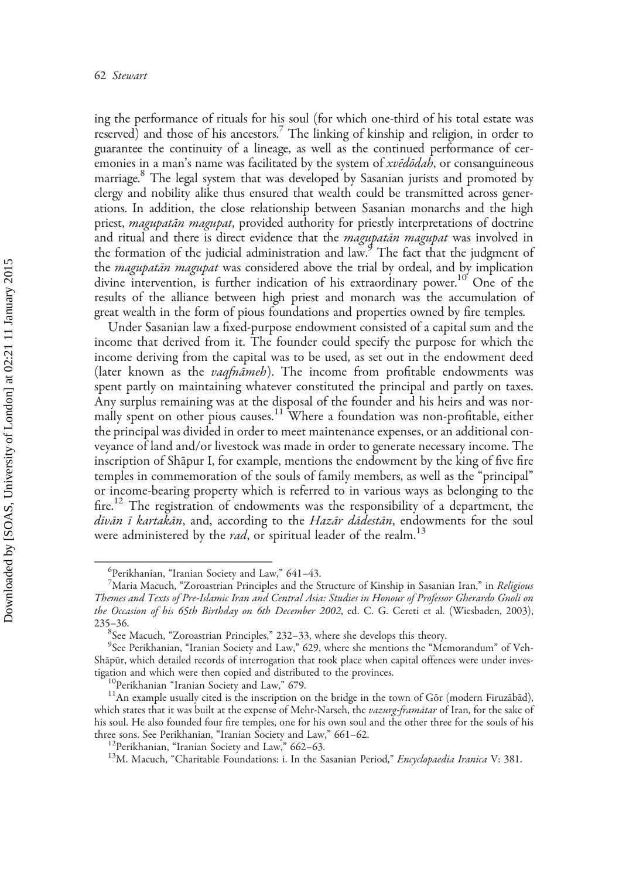ing the performance of rituals for his soul (for which one-third of his total estate was reserved) and those of his ancestors.[7] The linking of kinship and religion, in order to guarantee the continuity of a lineage, as well as the continued performance of ceremonies in a man's name was facilitated by the system of *xvēdōdah*, or consanguineous marriage.[8] The legal system that was developed by Sasanian jurists and promoted by clergy and nobility alike thus ensured that wealth could be transmitted across generations. In addition, the close relationship between Sasanian monarchs and the high priest, *magupatān magupat*, provided authority for priestly interpretations of doctrine and ritual and there is direct evidence that the *magupatān magupat* was involved in the formation of the judicial administration and law.[9] The fact that the judgment of the *magupatān magupat* was considered above the trial by ordeal, and by implication divine intervention, is further indication of his extraordinary power.[10] One of the results of the alliance between high priest and monarch was the accumulation of great wealth in the form of pious foundations and properties owned by fire temples.

Under Sasanian law a fixed-purpose endowment consisted of a capital sum and the income that derived from it. The founder could specify the purpose for which the income deriving from the capital was to be used, as set out in the endowment deed (later known as the *vaqfnāmeh*). The income from profitable endowments was spent partly on maintaining whatever constituted the principal and partly on taxes. Any surplus remaining was at the disposal of the founder and his heirs and was normally spent on other pious causes.[11] Where a foundation was non-profitable, either the principal was divided in order to meet maintenance expenses, or an additional conveyance of land and/or livestock was made in order to generate necessary income. The inscription of Shāpur I, for example, mentions the endowment by the king of five fire temples in commemoration of the souls of family members, as well as the "principal" or income-bearing property which is referred to in various ways as belonging to the fire.[12] The registration of endowments was the responsibility of a department, the *dīvān ī kartakān*, and, according to the *Hazār dādestān*, endowments for the soul were administered by the *rad*, or spiritual leader of the realm.[13]

---

[6]Perikhanian, "Iranian Society and Law," 641–43.

[7]Maria Macuch, "Zoroastrian Principles and the Structure of Kinship in Sasanian Iran," in *Religious Themes and Texts of Pre-Islamic Iran and Central Asia: Studies in Honour of Professor Gherardo Gnoli on the Occasion of his 65th Birthday on 6th December 2002*, ed. C. G. Cereti et al. (Wiesbaden, 2003), 235–36.

[8]See Macuch, "Zoroastrian Principles," 232–33, where she develops this theory.

[9]See Perikhanian, "Iranian Society and Law," 629, where she mentions the "Memorandum" of Veh-Shāpūr, which detailed records of interrogation that took place when capital offences were under investigation and which were then copied and distributed to the provinces.

[10]Perikhanian "Iranian Society and Law," 679.

[11]An example usually cited is the inscription on the bridge in the town of Gōr (modern Firuzābād), which states that it was built at the expense of Mehr-Narseh, the *vazurg-framātar* of Iran, for the sake of his soul. He also founded four fire temples, one for his own soul and the other three for the souls of his three sons. See Perikhanian, "Iranian Society and Law," 661–62.

[12]Perikhanian, "Iranian Society and Law," 662–63.

[13]M. Macuch, "Charitable Foundations: i. In the Sasanian Period," *Encyclopaedia Iranica* V: 381.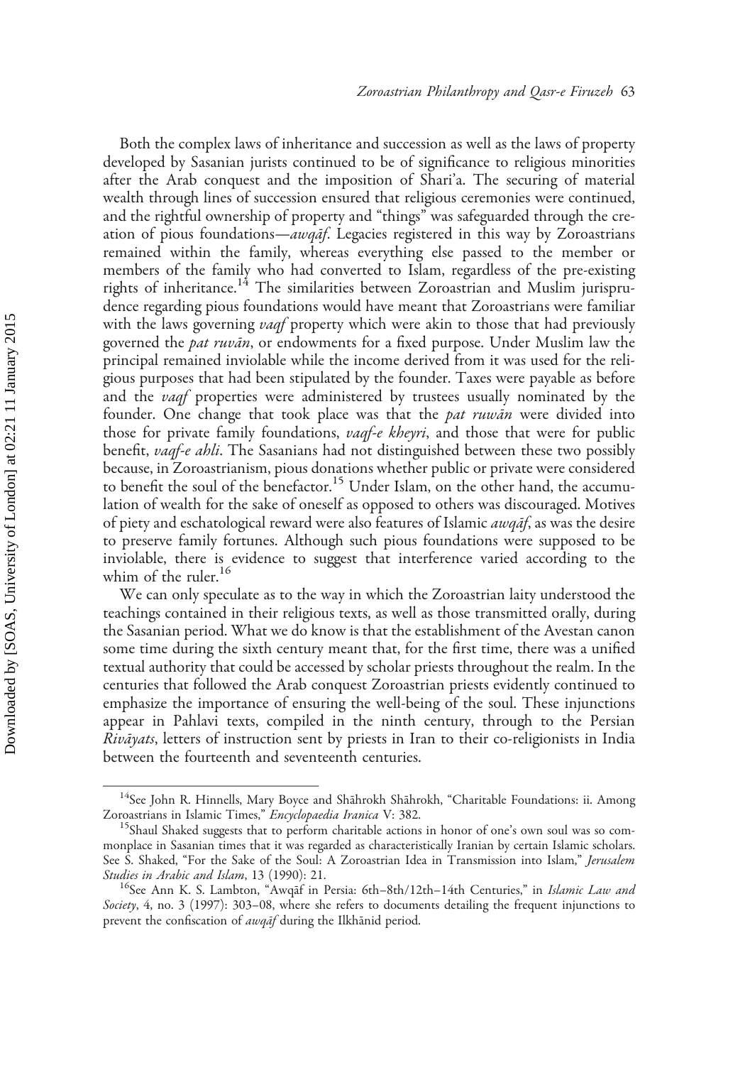Both the complex laws of inheritance and succession as well as the laws of property developed by Sasanian jurists continued to be of significance to religious minorities after the Arab conquest and the imposition of Shari'a. The securing of material wealth through lines of succession ensured that religious ceremonies were continued, and the rightful ownership of property and "things" was safeguarded through the creation of pious foundations—*awqāf*. Legacies registered in this way by Zoroastrians remained within the family, whereas everything else passed to the member or members of the family who had converted to Islam, regardless of the pre-existing rights of inheritance.[14] The similarities between Zoroastrian and Muslim jurisprudence regarding pious foundations would have meant that Zoroastrians were familiar with the laws governing *vaqf* property which were akin to those that had previously governed the *pat ruvān*, or endowments for a fixed purpose. Under Muslim law the principal remained inviolable while the income derived from it was used for the religious purposes that had been stipulated by the founder. Taxes were payable as before and the *vaqf* properties were administered by trustees usually nominated by the founder. One change that took place was that the *pat ruwān* were divided into those for private family foundations, *vaqf-e kheyri*, and those that were for public benefit, *vaqf-e ahli*. The Sasanians had not distinguished between these two possibly because, in Zoroastrianism, pious donations whether public or private were considered to benefit the soul of the benefactor.[15] Under Islam, on the other hand, the accumulation of wealth for the sake of oneself as opposed to others was discouraged. Motives of piety and eschatological reward were also features of Islamic *awqāf*, as was the desire to preserve family fortunes. Although such pious foundations were supposed to be inviolable, there is evidence to suggest that interference varied according to the whim of the ruler.[16]

We can only speculate as to the way in which the Zoroastrian laity understood the teachings contained in their religious texts, as well as those transmitted orally, during the Sasanian period. What we do know is that the establishment of the Avestan canon some time during the sixth century meant that, for the first time, there was a unified textual authority that could be accessed by scholar priests throughout the realm. In the centuries that followed the Arab conquest Zoroastrian priests evidently continued to emphasize the importance of ensuring the well-being of the soul. These injunctions appear in Pahlavi texts, compiled in the ninth century, through to the Persian *Rivāyats*, letters of instruction sent by priests in Iran to their co-religionists in India between the fourteenth and seventeenth centuries.

---

[14] See John R. Hinnells, Mary Boyce and Shāhrokh Shāhrokh, "Charitable Foundations: ii. Among Zoroastrians in Islamic Times," *Encyclopaedia Iranica* V: 382.

[15] Shaul Shaked suggests that to perform charitable actions in honor of one's own soul was so commonplace in Sasanian times that it was regarded as characteristically Iranian by certain Islamic scholars. See S. Shaked, "For the Sake of the Soul: A Zoroastrian Idea in Transmission into Islam," *Jerusalem Studies in Arabic and Islam*, 13 (1990): 21.

[16] See Ann K. S. Lambton, "Awqāf in Persia: 6th–8th/12th–14th Centuries," in *Islamic Law and Society*, 4, no. 3 (1997): 303–08, where she refers to documents detailing the frequent injunctions to prevent the confiscation of *awqāf* during the Ilkhānid period.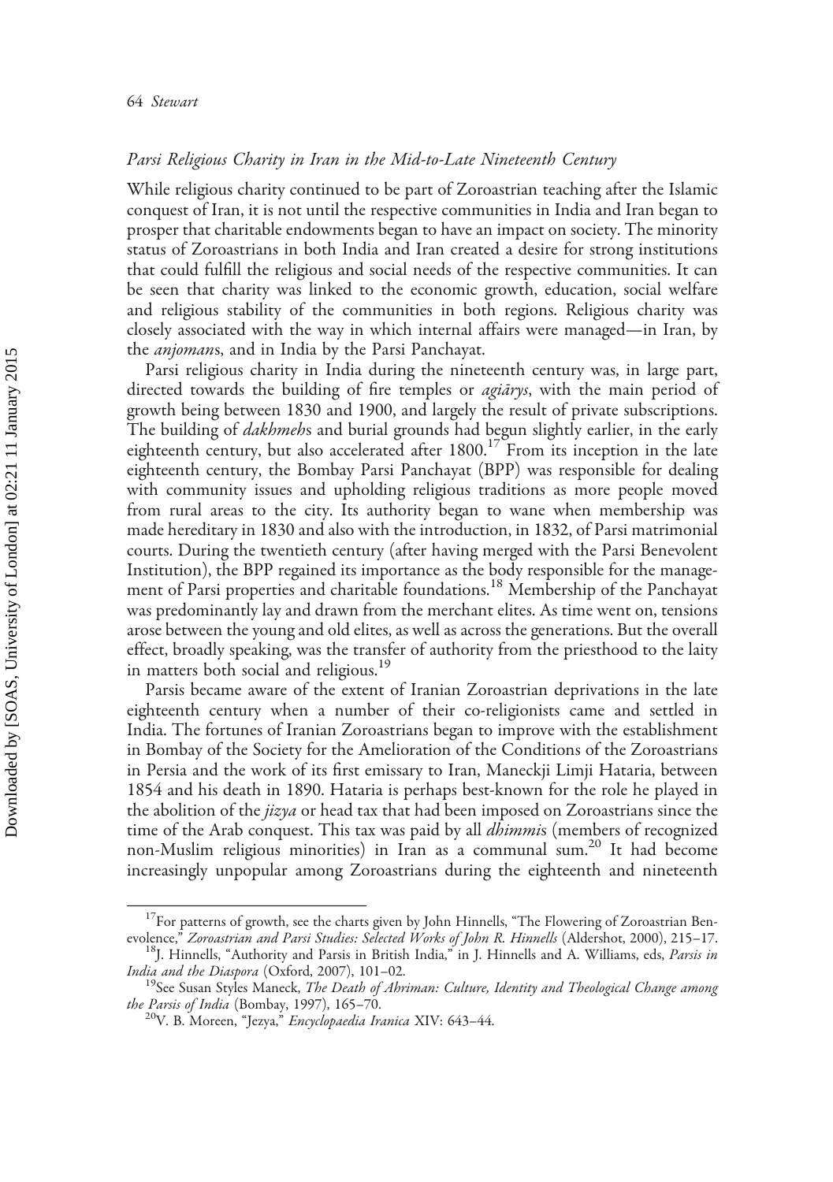### *Parsi Religious Charity in Iran in the Mid-to-Late Nineteenth Century*

While religious charity continued to be part of Zoroastrian teaching after the Islamic conquest of Iran, it is not until the respective communities in India and Iran began to prosper that charitable endowments began to have an impact on society. The minority status of Zoroastrians in both India and Iran created a desire for strong institutions that could fulfill the religious and social needs of the respective communities. It can be seen that charity was linked to the economic growth, education, social welfare and religious stability of the communities in both regions. Religious charity was closely associated with the way in which internal affairs were managed—in Iran, by the *anjoman*s, and in India by the Parsi Panchayat.

Parsi religious charity in India during the nineteenth century was, in large part, directed towards the building of fire temples or *agiārys*, with the main period of growth being between 1830 and 1900, and largely the result of private subscriptions. The building of *dakhmeh*s and burial grounds had begun slightly earlier, in the early eighteenth century, but also accelerated after 1800.[17] From its inception in the late eighteenth century, the Bombay Parsi Panchayat (BPP) was responsible for dealing with community issues and upholding religious traditions as more people moved from rural areas to the city. Its authority began to wane when membership was made hereditary in 1830 and also with the introduction, in 1832, of Parsi matrimonial courts. During the twentieth century (after having merged with the Parsi Benevolent Institution), the BPP regained its importance as the body responsible for the management of Parsi properties and charitable foundations.[18] Membership of the Panchayat was predominantly lay and drawn from the merchant elites. As time went on, tensions arose between the young and old elites, as well as across the generations. But the overall effect, broadly speaking, was the transfer of authority from the priesthood to the laity in matters both social and religious.[19]

Parsis became aware of the extent of Iranian Zoroastrian deprivations in the late eighteenth century when a number of their co-religionists came and settled in India. The fortunes of Iranian Zoroastrians began to improve with the establishment in Bombay of the Society for the Amelioration of the Conditions of the Zoroastrians in Persia and the work of its first emissary to Iran, Maneckji Limji Hataria, between 1854 and his death in 1890. Hataria is perhaps best-known for the role he played in the abolition of the *jizya* or head tax that had been imposed on Zoroastrians since the time of the Arab conquest. This tax was paid by all *dhimmi*s (members of recognized non-Muslim religious minorities) in Iran as a communal sum.[20] It had become increasingly unpopular among Zoroastrians during the eighteenth and nineteenth

---

[17] For patterns of growth, see the charts given by John Hinnells, "The Flowering of Zoroastrian Benevolence," *Zoroastrian and Parsi Studies: Selected Works of John R. Hinnells* (Aldershot, 2000), 215–17.

[18] J. Hinnells, "Authority and Parsis in British India," in J. Hinnells and A. Williams, eds, *Parsis in India and the Diaspora* (Oxford, 2007), 101–02.

[19] See Susan Styles Maneck, *The Death of Ahriman: Culture, Identity and Theological Change among the Parsis of India* (Bombay, 1997), 165–70.

[20] V. B. Moreen, "Jezya," *Encyclopaedia Iranica* XIV: 643–44.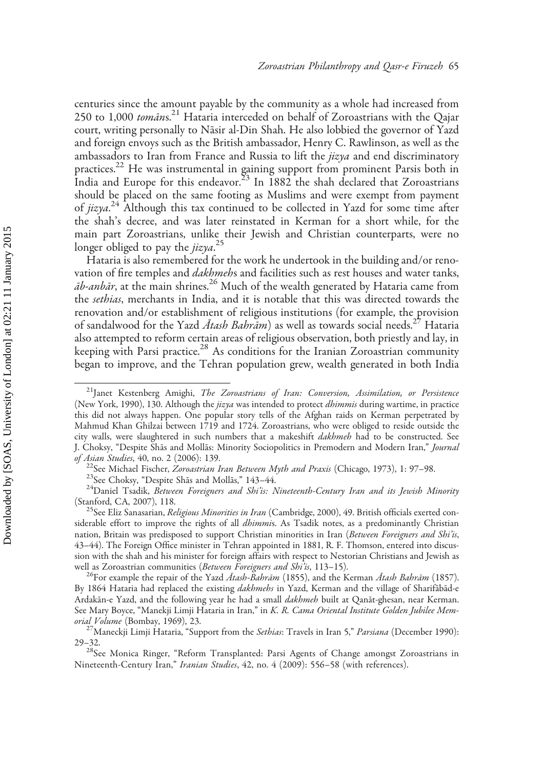centuries since the amount payable by the community as a whole had increased from 250 to 1,000 *tomāns*.[21] Hataria interceded on behalf of Zoroastrians with the Qajar court, writing personally to Nāsir al-Din Shah. He also lobbied the governor of Yazd and foreign envoys such as the British ambassador, Henry C. Rawlinson, as well as the ambassadors to Iran from France and Russia to lift the *jizya* and end discriminatory practices.[22] He was instrumental in gaining support from prominent Parsis both in India and Europe for this endeavor.[23] In 1882 the shah declared that Zoroastrians should be placed on the same footing as Muslims and were exempt from payment of *jizya*.[24] Although this tax continued to be collected in Yazd for some time after the shah's decree, and was later reinstated in Kerman for a short while, for the main part Zoroastrians, unlike their Jewish and Christian counterparts, were no longer obliged to pay the *jizya*.[25]

Hataria is also remembered for the work he undertook in the building and/or renovation of fire temples and *dakhmeh*s and facilities such as rest houses and water tanks, *āb-anbār*, at the main shrines.[26] Much of the wealth generated by Hataria came from the *sethias*, merchants in India, and it is notable that this was directed towards the renovation and/or establishment of religious institutions (for example, the provision of sandalwood for the Yazd *Ātash Bahrām*) as well as towards social needs.[27] Hataria also attempted to reform certain areas of religious observation, both priestly and lay, in keeping with Parsi practice.[28] As conditions for the Iranian Zoroastrian community began to improve, and the Tehran population grew, wealth generated in both India

---

[21]Janet Kestenberg Amighi, *The Zoroastrians of Iran: Conversion, Assimilation, or Persistence* (New York, 1990), 130. Although the *jizya* was intended to protect *dhimmis* during wartime, in practice this did not always happen. One popular story tells of the Afghan raids on Kerman perpetrated by Mahmud Khan Ghilzai between 1719 and 1724. Zoroastrians, who were obliged to reside outside the city walls, were slaughtered in such numbers that a makeshift *dakhmeh* had to be constructed. See J. Choksy, "Despite Shās and Mollās: Minority Sociopolitics in Premodern and Modern Iran," *Journal of Asian Studies*, 40, no. 2 (2006): 139.

[22]See Michael Fischer, *Zoroastrian Iran Between Myth and Praxis* (Chicago, 1973), 1: 97–98.

[23]See Choksy, "Despite Shās and Mollās," 143–44.

[24]Daniel Tsadik, *Between Foreigners and Shi'is: Nineteenth-Century Iran and its Jewish Minority* (Stanford, CA, 2007), 118.

[25]See Eliz Sanasarian, *Religious Minorities in Iran* (Cambridge, 2000), 49. British officials exerted considerable effort to improve the rights of all *dhimmi*s. As Tsadik notes, as a predominantly Christian nation, Britain was predisposed to support Christian minorities in Iran (*Between Foreigners and Shi'is*, 43–44). The Foreign Office minister in Tehran appointed in 1881, R. F. Thomson, entered into discussion with the shah and his minister for foreign affairs with respect to Nestorian Christians and Jewish as well as Zoroastrian communities (*Between Foreigners and Shi'is*, 113–15).

[26]For example the repair of the Yazd *Ātash-Bahrām* (1855), and the Kerman *Ātash Bahrām* (1857). By 1864 Hataria had replaced the existing *dakhmehs* in Yazd, Kerman and the village of Sharifābād-e Ardakān-e Yazd, and the following year he had a small *dakhmeh* built at Qanāt-ghesan, near Kerman. See Mary Boyce, "Manekji Limji Hataria in Iran," in *K. R. Cama Oriental Institute Golden Jubilee Memorial Volume* (Bombay, 1969), 23.

[27]Maneckji Limji Hataria, "Support from the *Sethias*: Travels in Iran 5," *Parsiana* (December 1990): 29–32.

[28]See Monica Ringer, "Reform Transplanted: Parsi Agents of Change amongst Zoroastrians in Nineteenth-Century Iran," *Iranian Studies*, 42, no. 4 (2009): 556–58 (with references).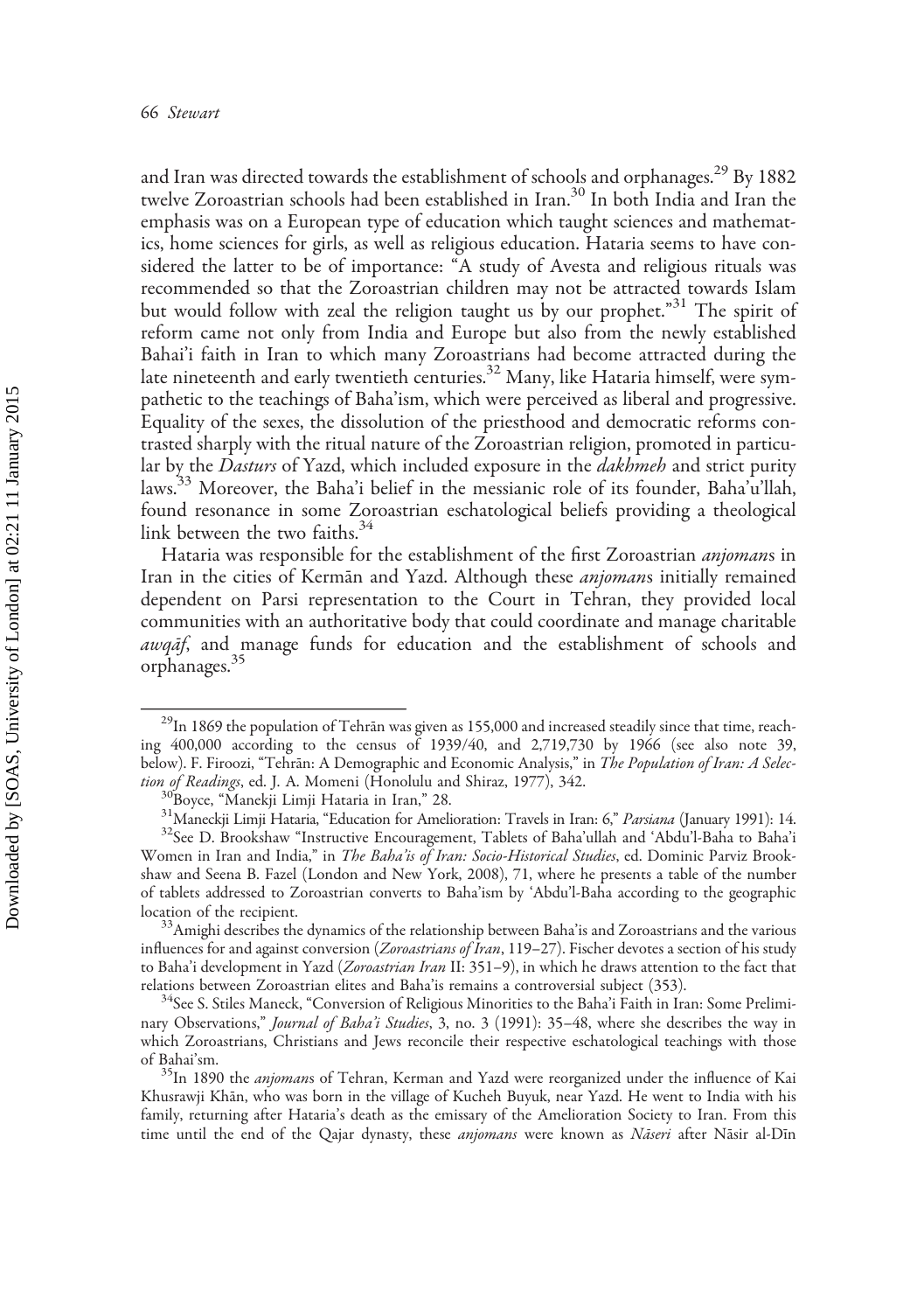and Iran was directed towards the establishment of schools and orphanages.[29] By 1882 twelve Zoroastrian schools had been established in Iran.[30] In both India and Iran the emphasis was on a European type of education which taught sciences and mathematics, home sciences for girls, as well as religious education. Hataria seems to have considered the latter to be of importance: "A study of Avesta and religious rituals was recommended so that the Zoroastrian children may not be attracted towards Islam but would follow with zeal the religion taught us by our prophet."[31] The spirit of reform came not only from India and Europe but also from the newly established Bahai'i faith in Iran to which many Zoroastrians had become attracted during the late nineteenth and early twentieth centuries.[32] Many, like Hataria himself, were sympathetic to the teachings of Baha'ism, which were perceived as liberal and progressive. Equality of the sexes, the dissolution of the priesthood and democratic reforms contrasted sharply with the ritual nature of the Zoroastrian religion, promoted in particular by the *Dasturs* of Yazd, which included exposure in the *dakhmeh* and strict purity laws.[33] Moreover, the Baha'i belief in the messianic role of its founder, Baha'u'llah, found resonance in some Zoroastrian eschatological beliefs providing a theological link between the two faiths.[34]

Hataria was responsible for the establishment of the first Zoroastrian *anjomans* in Iran in the cities of Kermān and Yazd. Although these *anjomans* initially remained dependent on Parsi representation to the Court in Tehran, they provided local communities with an authoritative body that could coordinate and manage charitable *awqāf*, and manage funds for education and the establishment of schools and orphanages.[35]

---

[29] In 1869 the population of Tehrān was given as 155,000 and increased steadily since that time, reaching 400,000 according to the census of 1939/40, and 2,719,730 by 1966 (see also note 39, below). F. Firoozi, "Tehrān: A Demographic and Economic Analysis," in *The Population of Iran: A Selection of Readings*, ed. J. A. Momeni (Honolulu and Shiraz, 1977), 342.

[30] Boyce, "Manekji Limji Hataria in Iran," 28.

[31] Maneckji Limji Hataria, "Education for Amelioration: Travels in Iran: 6," *Parsiana* (January 1991): 14.

[32] See D. Brookshaw "Instructive Encouragement, Tablets of Baha'ullah and 'Abdu'l-Baha to Baha'i Women in Iran and India," in *The Baha'is of Iran: Socio-Historical Studies*, ed. Dominic Parviz Brookshaw and Seena B. Fazel (London and New York, 2008), 71, where he presents a table of the number of tablets addressed to Zoroastrian converts to Baha'ism by 'Abdu'l-Baha according to the geographic location of the recipient.

[33] Amighi describes the dynamics of the relationship between Baha'is and Zoroastrians and the various influences for and against conversion (*Zoroastrians of Iran*, 119–27). Fischer devotes a section of his study to Baha'i development in Yazd (*Zoroastrian Iran* II: 351–9), in which he draws attention to the fact that relations between Zoroastrian elites and Baha'is remains a controversial subject (353).

[34] See S. Stiles Maneck, "Conversion of Religious Minorities to the Baha'i Faith in Iran: Some Preliminary Observations," *Journal of Baha'i Studies*, 3, no. 3 (1991): 35–48, where she describes the way in which Zoroastrians, Christians and Jews reconcile their respective eschatological teachings with those of Bahai'sm.

[35] In 1890 the *anjomans* of Tehran, Kerman and Yazd were reorganized under the influence of Kai Khusrawji Khān, who was born in the village of Kucheh Buyuk, near Yazd. He went to India with his family, returning after Hataria's death as the emissary of the Amelioration Society to Iran. From this time until the end of the Qajar dynasty, these *anjomans* were known as *Nāseri* after Nāsir al-Dīn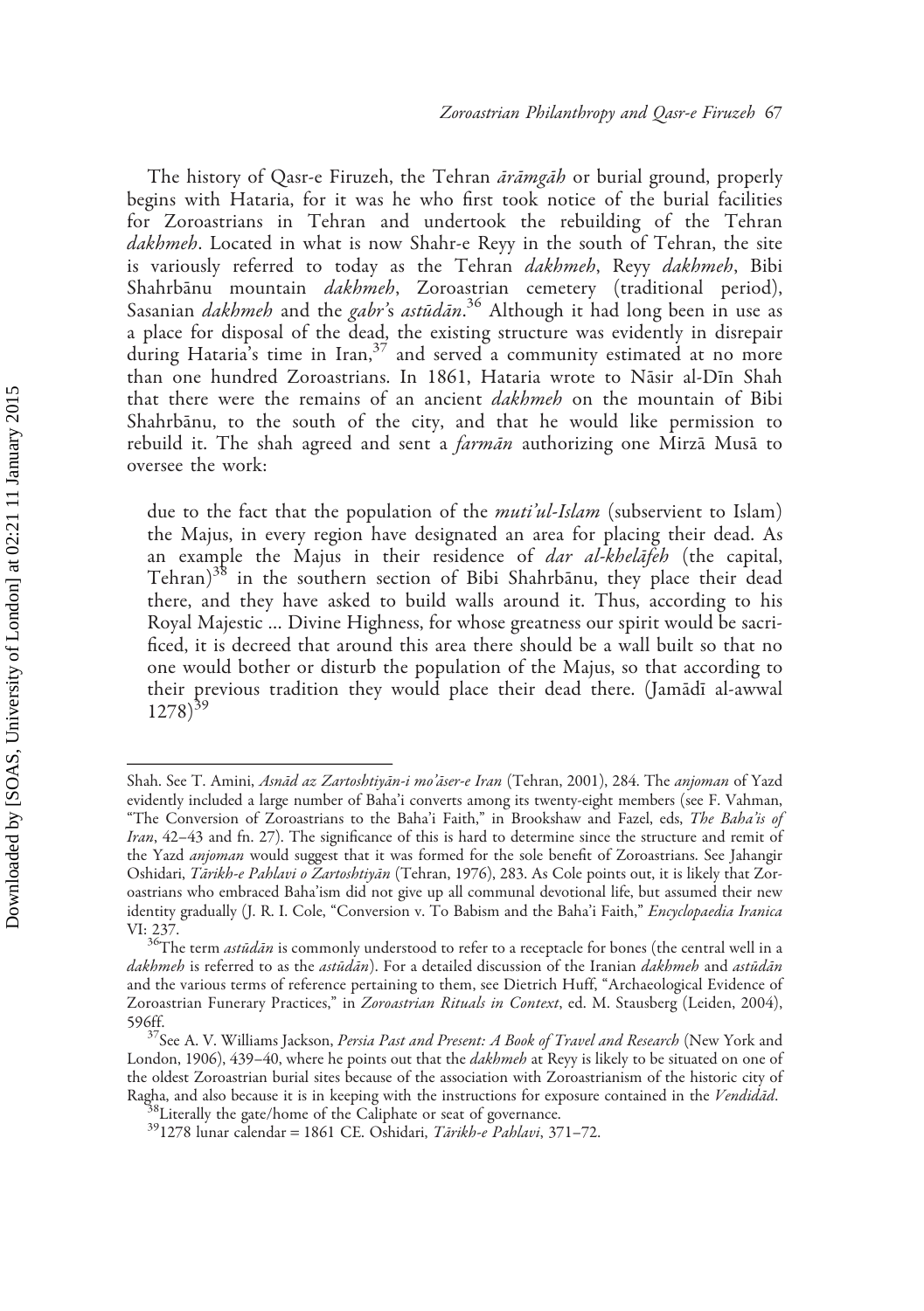The history of Qasr-e Firuzeh, the Tehran *ārāmgāh* or burial ground, properly begins with Hataria, for it was he who first took notice of the burial facilities for Zoroastrians in Tehran and undertook the rebuilding of the Tehran *dakhmeh*. Located in what is now Shahr-e Reyy in the south of Tehran, the site is variously referred to today as the Tehran *dakhmeh*, Reyy *dakhmeh*, Bibi Shahrbānu mountain *dakhmeh*, Zoroastrian cemetery (traditional period), Sasanian *dakhmeh* and the *gabr's astūdān*.[36] Although it had long been in use as a place for disposal of the dead, the existing structure was evidently in disrepair during Hataria's time in Iran,[37] and served a community estimated at no more than one hundred Zoroastrians. In 1861, Hataria wrote to Nāsir al-Dīn Shah that there were the remains of an ancient *dakhmeh* on the mountain of Bibi Shahrbānu, to the south of the city, and that he would like permission to rebuild it. The shah agreed and sent a *farmān* authorizing one Mirzā Musā to oversee the work:

> due to the fact that the population of the *muti'ul-Islam* (subservient to Islam) the Majus, in every region have designated an area for placing their dead. As an example the Majus in their residence of *dar al-khelāfeh* (the capital, Tehran)[38] in the southern section of Bibi Shahrbānu, they place their dead there, and they have asked to build walls around it. Thus, according to his Royal Majestic ... Divine Highness, for whose greatness our spirit would be sacrificed, it is decreed that around this area there should be a wall built so that no one would bother or disturb the population of the Majus, so that according to their previous tradition they would place their dead there. (Jamādī al-awwal 1278)[39]

---

Shah. See T. Amini, *Asnād az Zartoshtiyān-i mo'āser-e Iran* (Tehran, 2001), 284. The *anjoman* of Yazd evidently included a large number of Baha'i converts among its twenty-eight members (see F. Vahman, "The Conversion of Zoroastrians to the Baha'i Faith," in Brookshaw and Fazel, eds, *The Baha'is of Iran*, 42–43 and fn. 27). The significance of this is hard to determine since the structure and remit of the Yazd *anjoman* would suggest that it was formed for the sole benefit of Zoroastrians. See Jahangir Oshidari, *Tārikh-e Pahlavi o Zartoshtiyān* (Tehran, 1976), 283. As Cole points out, it is likely that Zoroastrians who embraced Baha'ism did not give up all communal devotional life, but assumed their new identity gradually (J. R. I. Cole, "Conversion v. To Babism and the Baha'i Faith," *Encyclopaedia Iranica* VI: 237.

[36] The term *astūdān* is commonly understood to refer to a receptacle for bones (the central well in a *dakhmeh* is referred to as the *astūdān*). For a detailed discussion of the Iranian *dakhmeh* and *astūdān* and the various terms of reference pertaining to them, see Dietrich Huff, "Archaeological Evidence of Zoroastrian Funerary Practices," in *Zoroastrian Rituals in Context*, ed. M. Stausberg (Leiden, 2004), 596ff.

[37] See A. V. Williams Jackson, *Persia Past and Present: A Book of Travel and Research* (New York and London, 1906), 439–40, where he points out that the *dakhmeh* at Reyy is likely to be situated on one of the oldest Zoroastrian burial sites because of the association with Zoroastrianism of the historic city of Ragha, and also because it is in keeping with the instructions for exposure contained in the *Vendidād*.

[38] Literally the gate/home of the Caliphate or seat of governance.

[39] 1278 lunar calendar = 1861 CE. Oshidari, *Tārikh-e Pahlavi*, 371–72.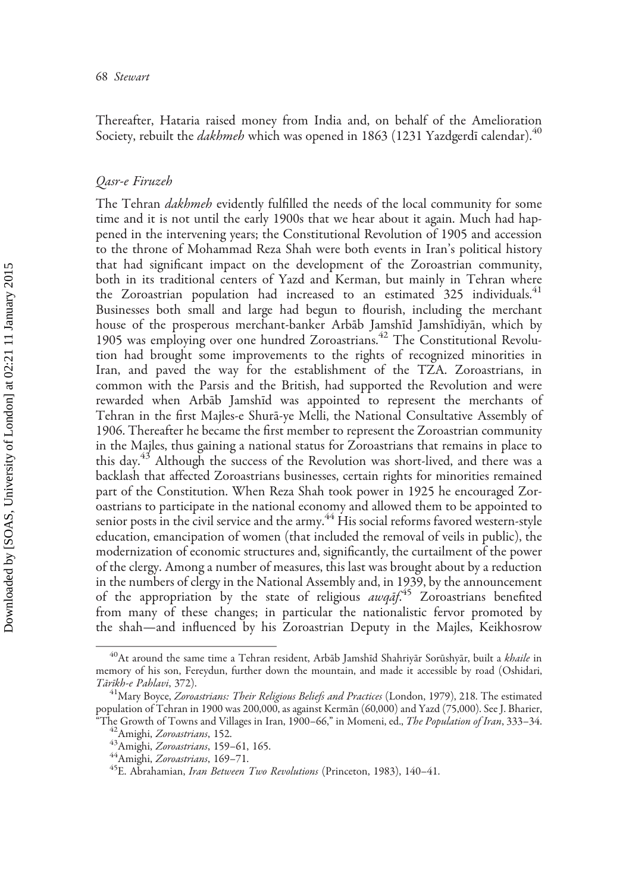Thereafter, Hataria raised money from India and, on behalf of the Amelioration Society, rebuilt the *dakhmeh* which was opened in 1863 (1231 Yazdgerdī calendar).[40]

## *Qasr-e Firuzeh*

The Tehran *dakhmeh* evidently fulfilled the needs of the local community for some time and it is not until the early 1900s that we hear about it again. Much had happened in the intervening years; the Constitutional Revolution of 1905 and accession to the throne of Mohammad Reza Shah were both events in Iran's political history that had significant impact on the development of the Zoroastrian community, both in its traditional centers of Yazd and Kerman, but mainly in Tehran where the Zoroastrian population had increased to an estimated 325 individuals.[41] Businesses both small and large had begun to flourish, including the merchant house of the prosperous merchant-banker Arbāb Jamshīd Jamshīdiyān, which by 1905 was employing over one hundred Zoroastrians.[42] The Constitutional Revolution had brought some improvements to the rights of recognized minorities in Iran, and paved the way for the establishment of the TZA. Zoroastrians, in common with the Parsis and the British, had supported the Revolution and were rewarded when Arbāb Jamshīd was appointed to represent the merchants of Tehran in the first Majles-e Shurā-ye Melli, the National Consultative Assembly of 1906. Thereafter he became the first member to represent the Zoroastrian community in the Majles, thus gaining a national status for Zoroastrians that remains in place to this day.[43] Although the success of the Revolution was short-lived, and there was a backlash that affected Zoroastrians businesses, certain rights for minorities remained part of the Constitution. When Reza Shah took power in 1925 he encouraged Zoroastrians to participate in the national economy and allowed them to be appointed to senior posts in the civil service and the army.[44] His social reforms favored western-style education, emancipation of women (that included the removal of veils in public), the modernization of economic structures and, significantly, the curtailment of the power of the clergy. Among a number of measures, this last was brought about by a reduction in the numbers of clergy in the National Assembly and, in 1939, by the announcement of the appropriation by the state of religious *awqāf*.[45] Zoroastrians benefited from many of these changes; in particular the nationalistic fervor promoted by the shah—and influenced by his Zoroastrian Deputy in the Majles, Keikhosrow

---

[40] At around the same time a Tehran resident, Arbāb Jamshīd Shahriyār Sorūshyār, built a *khaile* in memory of his son, Fereydun, further down the mountain, and made it accessible by road (Oshidari, *Tārīkh-e Pahlavi*, 372).

[41] Mary Boyce, *Zoroastrians: Their Religious Beliefs and Practices* (London, 1979), 218. The estimated population of Tehran in 1900 was 200,000, as against Kermān (60,000) and Yazd (75,000). See J. Bharier, "The Growth of Towns and Villages in Iran, 1900–66," in Momeni, ed., *The Population of Iran*, 333–34.

[42] Amighi, *Zoroastrians*, 152.

[43] Amighi, *Zoroastrians*, 159–61, 165.

[44] Amighi, *Zoroastrians*, 169–71.

[45] E. Abrahamian, *Iran Between Two Revolutions* (Princeton, 1983), 140–41.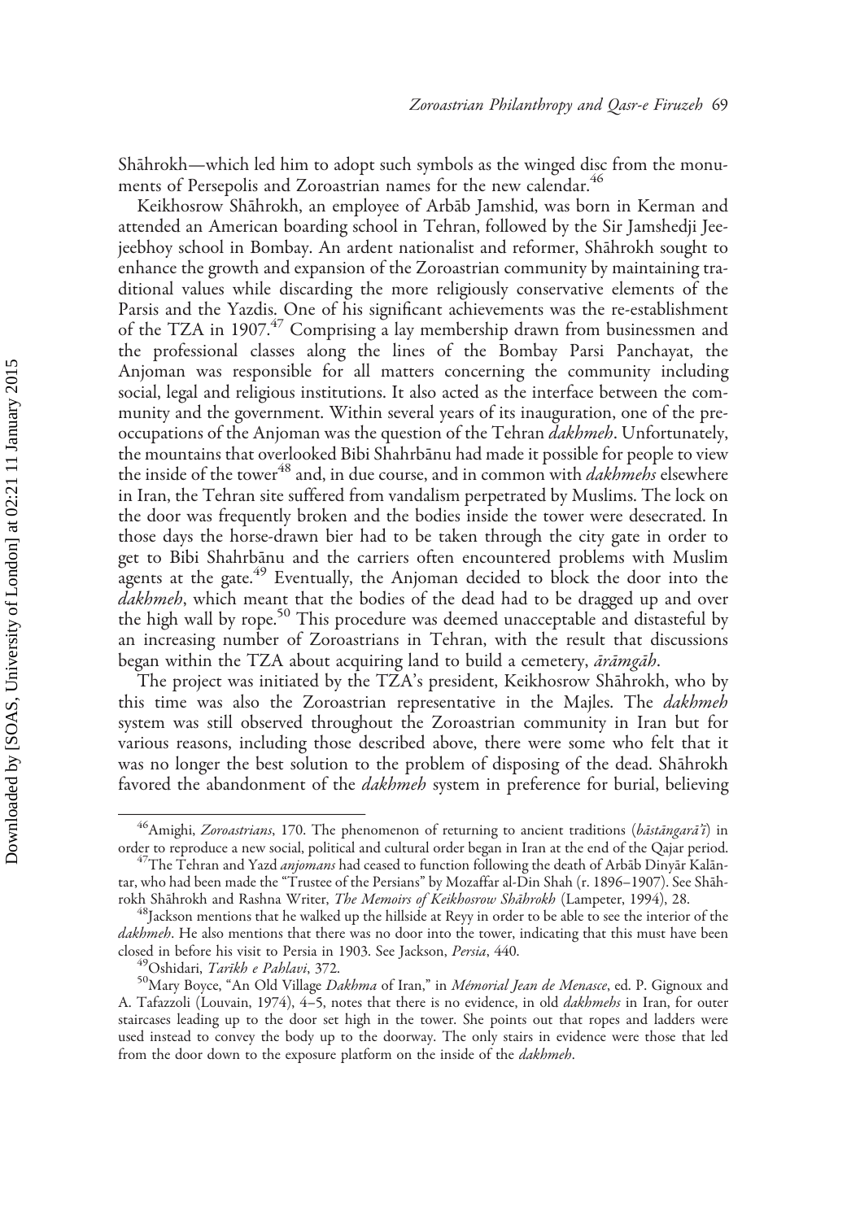Shāhrokh—which led him to adopt such symbols as the winged disc from the monuments of Persepolis and Zoroastrian names for the new calendar.[46]

Keikhosrow Shāhrokh, an employee of Arbāb Jamshid, was born in Kerman and attended an American boarding school in Tehran, followed by the Sir Jamshedji Jeejeebhoy school in Bombay. An ardent nationalist and reformer, Shāhrokh sought to enhance the growth and expansion of the Zoroastrian community by maintaining traditional values while discarding the more religiously conservative elements of the Parsis and the Yazdis. One of his significant achievements was the re-establishment of the TZA in 1907.[47] Comprising a lay membership drawn from businessmen and the professional classes along the lines of the Bombay Parsi Panchayat, the Anjoman was responsible for all matters concerning the community including social, legal and religious institutions. It also acted as the interface between the community and the government. Within several years of its inauguration, one of the preoccupations of the Anjoman was the question of the Tehran *dakhmeh*. Unfortunately, the mountains that overlooked Bibi Shahrbānu had made it possible for people to view the inside of the tower[48] and, in due course, and in common with *dakhmehs* elsewhere in Iran, the Tehran site suffered from vandalism perpetrated by Muslims. The lock on the door was frequently broken and the bodies inside the tower were desecrated. In those days the horse-drawn bier had to be taken through the city gate in order to get to Bibi Shahrbānu and the carriers often encountered problems with Muslim agents at the gate.[49] Eventually, the Anjoman decided to block the door into the *dakhmeh*, which meant that the bodies of the dead had to be dragged up and over the high wall by rope.[50] This procedure was deemed unacceptable and distasteful by an increasing number of Zoroastrians in Tehran, with the result that discussions began within the TZA about acquiring land to build a cemetery, *ārāmgāh*.

The project was initiated by the TZA's president, Keikhosrow Shāhrokh, who by this time was also the Zoroastrian representative in the Majles. The *dakhmeh* system was still observed throughout the Zoroastrian community in Iran but for various reasons, including those described above, there were some who felt that it was no longer the best solution to the problem of disposing of the dead. Shāhrokh favored the abandonment of the *dakhmeh* system in preference for burial, believing

---

[46] Amighi, *Zoroastrians*, 170. The phenomenon of returning to ancient traditions (*bāstāngarā'ī*) in order to reproduce a new social, political and cultural order began in Iran at the end of the Qajar period.

[47] The Tehran and Yazd *anjomans* had ceased to function following the death of Arbāb Dinyār Kalāntar, who had been made the "Trustee of the Persians" by Mozaffar al-Din Shah (r. 1896–1907). See Shāhrokh Shāhrokh and Rashna Writer, *The Memoirs of Keikhosrow Shāhrokh* (Lampeter, 1994), 28.

[48] Jackson mentions that he walked up the hillside at Reyy in order to be able to see the interior of the *dakhmeh*. He also mentions that there was no door into the tower, indicating that this must have been closed in before his visit to Persia in 1903. See Jackson, *Persia*, 440.

[49] Oshidari, *Tarīkh e Pahlavi*, 372.

[50] Mary Boyce, "An Old Village *Dakhma* of Iran," in *Mémorial Jean de Menasce*, ed. P. Gignoux and A. Tafazzoli (Louvain, 1974), 4–5, notes that there is no evidence, in old *dakhmehs* in Iran, for outer staircases leading up to the door set high in the tower. She points out that ropes and ladders were used instead to convey the body up to the doorway. The only stairs in evidence were those that led from the door down to the exposure platform on the inside of the *dakhmeh*.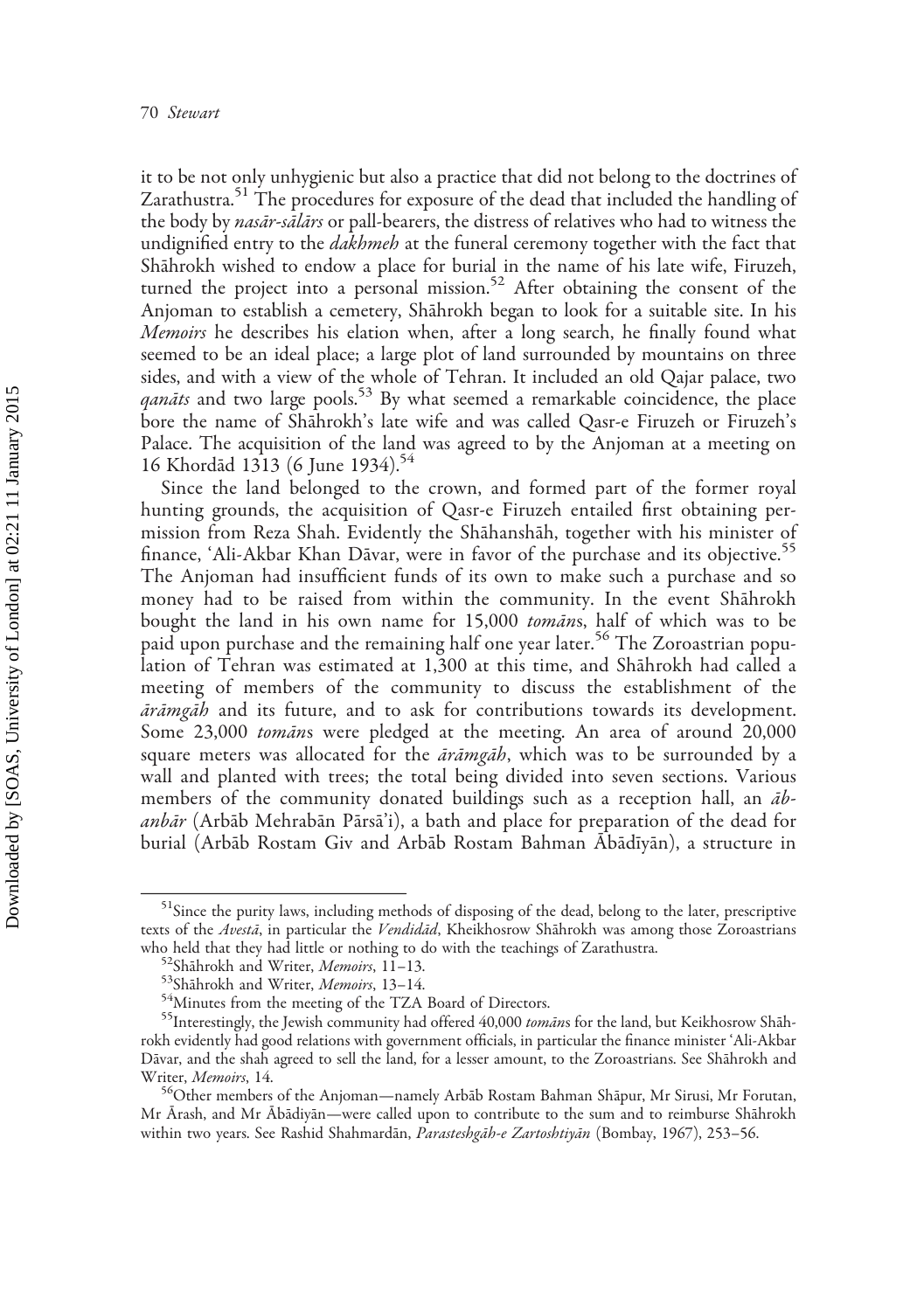it to be not only unhygienic but also a practice that did not belong to the doctrines of Zarathustra.[51] The procedures for exposure of the dead that included the handling of the body by *nasār-sālārs* or pall-bearers, the distress of relatives who had to witness the undignified entry to the *dakhmeh* at the funeral ceremony together with the fact that Shāhrokh wished to endow a place for burial in the name of his late wife, Firuzeh, turned the project into a personal mission.[52] After obtaining the consent of the Anjoman to establish a cemetery, Shāhrokh began to look for a suitable site. In his *Memoirs* he describes his elation when, after a long search, he finally found what seemed to be an ideal place; a large plot of land surrounded by mountains on three sides, and with a view of the whole of Tehran. It included an old Qajar palace, two *qanāts* and two large pools.[53] By what seemed a remarkable coincidence, the place bore the name of Shāhrokh's late wife and was called Qasr-e Firuzeh or Firuzeh's Palace. The acquisition of the land was agreed to by the Anjoman at a meeting on 16 Khordād 1313 (6 June 1934).[54]

Since the land belonged to the crown, and formed part of the former royal hunting grounds, the acquisition of Qasr-e Firuzeh entailed first obtaining permission from Reza Shah. Evidently the Shāhanshāh, together with his minister of finance, 'Ali-Akbar Khan Dāvar, were in favor of the purchase and its objective.[55] The Anjoman had insufficient funds of its own to make such a purchase and so money had to be raised from within the community. In the event Shāhrokh bought the land in his own name for 15,000 *tomān*s, half of which was to be paid upon purchase and the remaining half one year later.[56] The Zoroastrian population of Tehran was estimated at 1,300 at this time, and Shāhrokh had called a meeting of members of the community to discuss the establishment of the *ārāmgāh* and its future, and to ask for contributions towards its development. Some 23,000 *tomān*s were pledged at the meeting. An area of around 20,000 square meters was allocated for the *ārāmgāh*, which was to be surrounded by a wall and planted with trees; the total being divided into seven sections. Various members of the community donated buildings such as a reception hall, an *āb-anbār* (Arbāb Mehrabān Pārsā'i), a bath and place for preparation of the dead for burial (Arbāb Rostam Giv and Arbāb Rostam Bahman Ābādīyān), a structure in

---

[51] Since the purity laws, including methods of disposing of the dead, belong to the later, prescriptive texts of the *Avestā*, in particular the *Vendidād*, Kheikhosrow Shāhrokh was among those Zoroastrians who held that they had little or nothing to do with the teachings of Zarathustra.

[52] Shāhrokh and Writer, *Memoirs*, 11–13.

[53] Shāhrokh and Writer, *Memoirs*, 13–14.

[54] Minutes from the meeting of the TZA Board of Directors.

[55] Interestingly, the Jewish community had offered 40,000 *tomān*s for the land, but Keikhosrow Shāhrokh evidently had good relations with government officials, in particular the finance minister 'Ali-Akbar Dāvar, and the shah agreed to sell the land, for a lesser amount, to the Zoroastrians. See Shāhrokh and Writer, *Memoirs*, 14.

[56] Other members of the Anjoman—namely Arbāb Rostam Bahman Shāpur, Mr Sirusi, Mr Forutan, Mr Ārash, and Mr Ābādiyān—were called upon to contribute to the sum and to reimburse Shāhrokh within two years. See Rashid Shahmardān, *Parasteshgāh-e Zartoshtiyān* (Bombay, 1967), 253–56.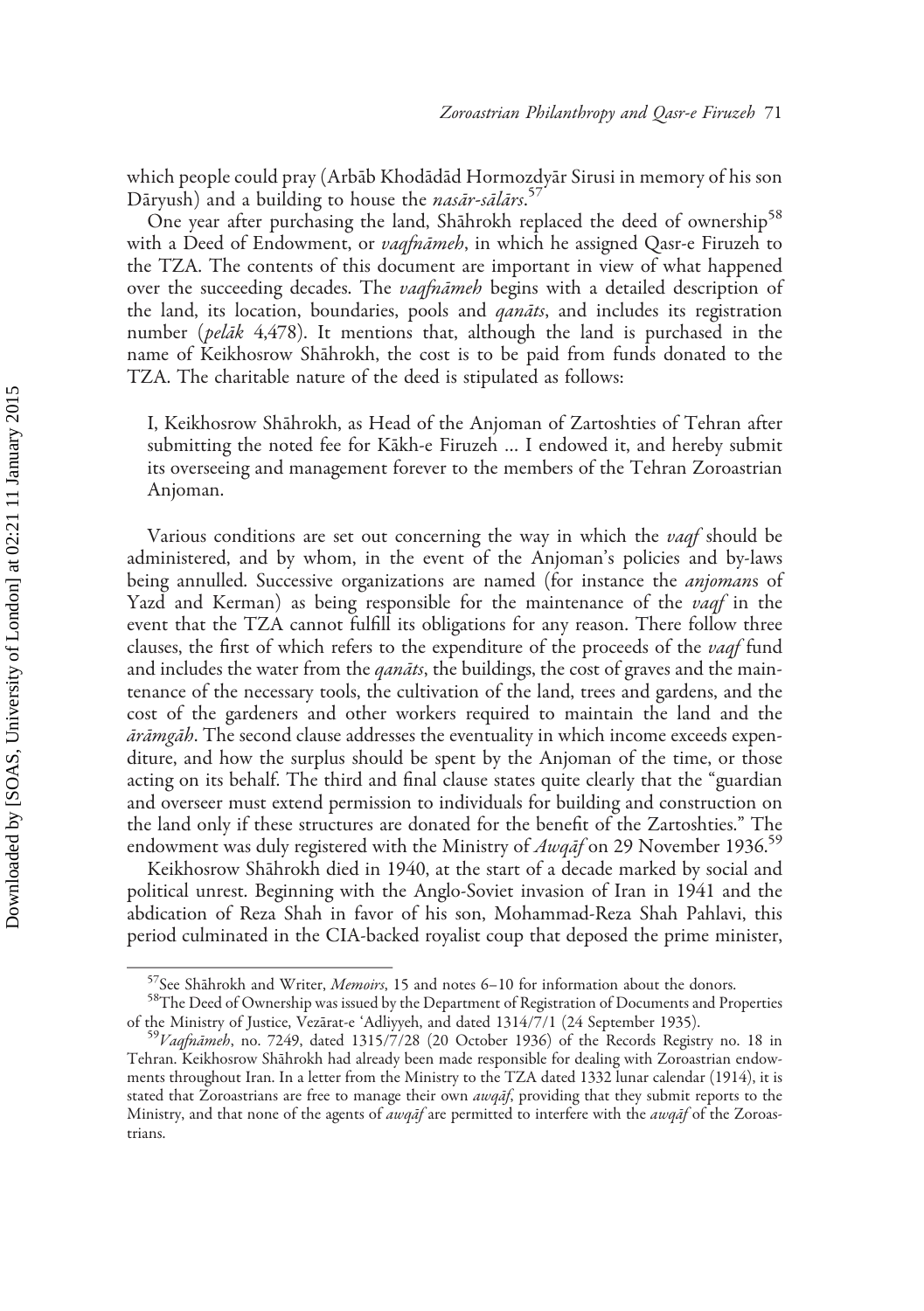which people could pray (Arbāb Khodādād Hormozdyār Sirusi in memory of his son Dāryush) and a building to house the *nasār-sālārs*.[57]

One year after purchasing the land, Shāhrokh replaced the deed of ownership[58] with a Deed of Endowment, or *vaqfnāmeh*, in which he assigned Qasr-e Firuzeh to the TZA. The contents of this document are important in view of what happened over the succeeding decades. The *vaqfnāmeh* begins with a detailed description of the land, its location, boundaries, pools and *qanāts*, and includes its registration number (*pelāk* 4,478). It mentions that, although the land is purchased in the name of Keikhosrow Shāhrokh, the cost is to be paid from funds donated to the TZA. The charitable nature of the deed is stipulated as follows:

> I, Keikhosrow Shāhrokh, as Head of the Anjoman of Zartoshties of Tehran after submitting the noted fee for Kākh-e Firuzeh … I endowed it, and hereby submit its overseeing and management forever to the members of the Tehran Zoroastrian Anjoman.

Various conditions are set out concerning the way in which the *vaqf* should be administered, and by whom, in the event of the Anjoman's policies and by-laws being annulled. Successive organizations are named (for instance the *anjoman*s of Yazd and Kerman) as being responsible for the maintenance of the *vaqf* in the event that the TZA cannot fulfill its obligations for any reason. There follow three clauses, the first of which refers to the expenditure of the proceeds of the *vaqf* fund and includes the water from the *qanāts*, the buildings, the cost of graves and the maintenance of the necessary tools, the cultivation of the land, trees and gardens, and the cost of the gardeners and other workers required to maintain the land and the *ārāmgāh*. The second clause addresses the eventuality in which income exceeds expenditure, and how the surplus should be spent by the Anjoman of the time, or those acting on its behalf. The third and final clause states quite clearly that the "guardian and overseer must extend permission to individuals for building and construction on the land only if these structures are donated for the benefit of the Zartoshties." The endowment was duly registered with the Ministry of *Awqāf* on 29 November 1936.[59]

Keikhosrow Shāhrokh died in 1940, at the start of a decade marked by social and political unrest. Beginning with the Anglo-Soviet invasion of Iran in 1941 and the abdication of Reza Shah in favor of his son, Mohammad-Reza Shah Pahlavi, this period culminated in the CIA-backed royalist coup that deposed the prime minister,

---

[57] See Shāhrokh and Writer, *Memoirs*, 15 and notes 6–10 for information about the donors.

[58] The Deed of Ownership was issued by the Department of Registration of Documents and Properties of the Ministry of Justice, Vezārat-e 'Adliyyeh, and dated 1314/7/1 (24 September 1935).

[59] *Vaqfnāmeh*, no. 7249, dated 1315/7/28 (20 October 1936) of the Records Registry no. 18 in Tehran. Keikhosrow Shāhrokh had already been made responsible for dealing with Zoroastrian endowments throughout Iran. In a letter from the Ministry to the TZA dated 1332 lunar calendar (1914), it is stated that Zoroastrians are free to manage their own *awqāf*, providing that they submit reports to the Ministry, and that none of the agents of *awqāf* are permitted to interfere with the *awqāf* of the Zoroastrians.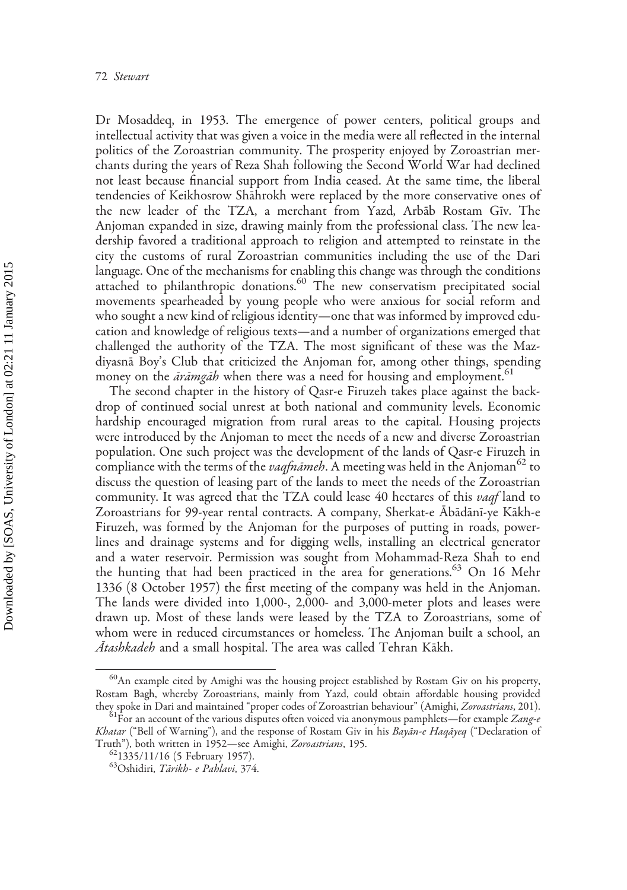Dr Mosaddeq, in 1953. The emergence of power centers, political groups and intellectual activity that was given a voice in the media were all reflected in the internal politics of the Zoroastrian community. The prosperity enjoyed by Zoroastrian merchants during the years of Reza Shah following the Second World War had declined not least because financial support from India ceased. At the same time, the liberal tendencies of Keikhosrow Shāhrokh were replaced by the more conservative ones of the new leader of the TZA, a merchant from Yazd, Arbāb Rostam Gīv. The Anjoman expanded in size, drawing mainly from the professional class. The new leadership favored a traditional approach to religion and attempted to reinstate in the city the customs of rural Zoroastrian communities including the use of the Dari language. One of the mechanisms for enabling this change was through the conditions attached to philanthropic donations.[60] The new conservatism precipitated social movements spearheaded by young people who were anxious for social reform and who sought a new kind of religious identity—one that was informed by improved education and knowledge of religious texts—and a number of organizations emerged that challenged the authority of the TZA. The most significant of these was the Mazdiyasnā Boy's Club that criticized the Anjoman for, among other things, spending money on the *ārāmgāh* when there was a need for housing and employment.[61]

The second chapter in the history of Qasr-e Firuzeh takes place against the backdrop of continued social unrest at both national and community levels. Economic hardship encouraged migration from rural areas to the capital. Housing projects were introduced by the Anjoman to meet the needs of a new and diverse Zoroastrian population. One such project was the development of the lands of Qasr-e Firuzeh in compliance with the terms of the *vaqfnāmeh*. A meeting was held in the Anjoman[62] to discuss the question of leasing part of the lands to meet the needs of the Zoroastrian community. It was agreed that the TZA could lease 40 hectares of this *vaqf* land to Zoroastrians for 99-year rental contracts. A company, Sherkat-e Ābādānī-ye Kākh-e Firuzeh, was formed by the Anjoman for the purposes of putting in roads, powerlines and drainage systems and for digging wells, installing an electrical generator and a water reservoir. Permission was sought from Mohammad-Reza Shah to end the hunting that had been practiced in the area for generations.[63] On 16 Mehr 1336 (8 October 1957) the first meeting of the company was held in the Anjoman. The lands were divided into 1,000-, 2,000- and 3,000-meter plots and leases were drawn up. Most of these lands were leased by the TZA to Zoroastrians, some of whom were in reduced circumstances or homeless. The Anjoman built a school, an *Ātashkadeh* and a small hospital. The area was called Tehran Kākh.

---

[60] An example cited by Amighi was the housing project established by Rostam Giv on his property, Rostam Bagh, whereby Zoroastrians, mainly from Yazd, could obtain affordable housing provided they spoke in Dari and maintained "proper codes of Zoroastrian behaviour" (Amighi, *Zoroastrians*, 201).

[61] For an account of the various disputes often voiced via anonymous pamphlets—for example *Zang-e Khatar* ("Bell of Warning"), and the response of Rostam Giv in his *Bayān-e Haqāyeq* ("Declaration of Truth"), both written in 1952—see Amighi, *Zoroastrians*, 195.

[62] 1335/11/16 (5 February 1957).

[63] Oshidiri, *Tārikh- e Pahlavi*, 374.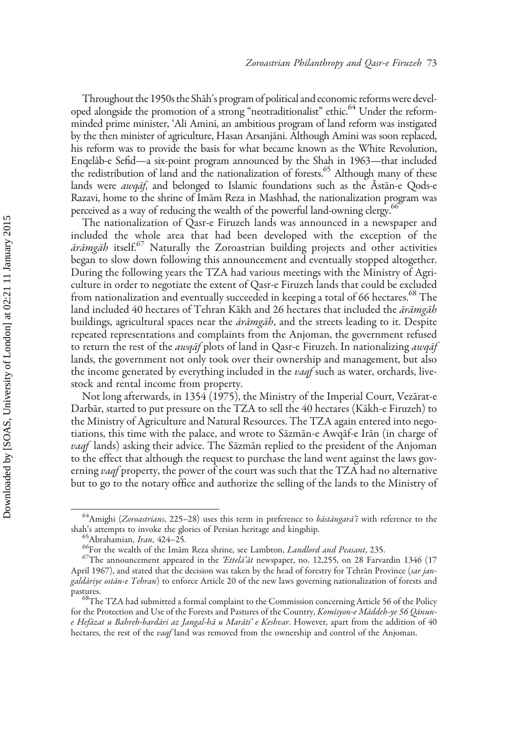Throughout the 1950s the Shāh's program of political and economic reforms were developed alongside the promotion of a strong "neotraditionalist" ethic.[64] Under the reform-minded prime minister, 'Ali Amini, an ambitious program of land reform was instigated by the then minister of agriculture, Hasan Arsanjāni. Although Amini was soon replaced, his reform was to provide the basis for what became known as the White Revolution, Enqelāb-e Sefid—a six-point program announced by the Shah in 1963—that included the redistribution of land and the nationalization of forests.[65] Although many of these lands were *awqāf*, and belonged to Islamic foundations such as the Āstān-e Qods-e Razavi, home to the shrine of Imām Reza in Mashhad, the nationalization program was perceived as a way of reducing the wealth of the powerful land-owning clergy.[66]

The nationalization of Qasr-e Firuzeh lands was announced in a newspaper and included the whole area that had been developed with the exception of the *ārāmgāh* itself.[67] Naturally the Zoroastrian building projects and other activities began to slow down following this announcement and eventually stopped altogether. During the following years the TZA had various meetings with the Ministry of Agriculture in order to negotiate the extent of Qasr-e Firuzeh lands that could be excluded from nationalization and eventually succeeded in keeping a total of 66 hectares.[68] The land included 40 hectares of Tehran Kākh and 26 hectares that included the *ārāmgāh* buildings, agricultural spaces near the *ārāmgāh*, and the streets leading to it. Despite repeated representations and complaints from the Anjoman, the government refused to return the rest of the *awqāf* plots of land in Qasr-e Firuzeh. In nationalizing *awqāf* lands, the government not only took over their ownership and management, but also the income generated by everything included in the *vaqf* such as water, orchards, livestock and rental income from property.

Not long afterwards, in 1354 (1975), the Ministry of the Imperial Court, Vezārat-e Darbār, started to put pressure on the TZA to sell the 40 hectares (Kākh-e Firuzeh) to the Ministry of Agriculture and Natural Resources. The TZA again entered into negotiations, this time with the palace, and wrote to Sāzmān-e Awqāf-e Irān (in charge of *vaqf* lands) asking their advice. The Sāzmān replied to the president of the Anjoman to the effect that although the request to purchase the land went against the laws governing *vaqf* property, the power of the court was such that the TZA had no alternative but to go to the notary office and authorize the selling of the lands to the Ministry of

---

[64] Amighi (*Zoroastrians*, 225–28) uses this term in preference to *bāstāngarā'ī* with reference to the shah's attempts to invoke the glories of Persian heritage and kingship.

[65] Abrahamian, *Iran*, 424–25.

[66] For the wealth of the Imām Reza shrine, see Lambton, *Landlord and Peasant*, 235.

[67] The announcement appeared in the *'Ettelā'āt* newspaper, no. 12,255, on 28 Farvardin 1346 (17 April 1967), and stated that the decision was taken by the head of forestry for Tehrān Province (*sar jangaldāriye ostān-e Tehran*) to enforce Article 20 of the new laws governing nationalization of forests and pastures.

[68] The TZA had submitted a formal complaint to the Commission concerning Article 56 of the Policy for the Protection and Use of the Forests and Pastures of the Country, *Komisyon-e Māddeh-ye 56 Qānun-e Hefāzat u Bahreh-bardāri az Jangal-hā u Marāti' e Keshvar*. However, apart from the addition of 40 hectares, the rest of the *vaqf* land was removed from the ownership and control of the Anjoman.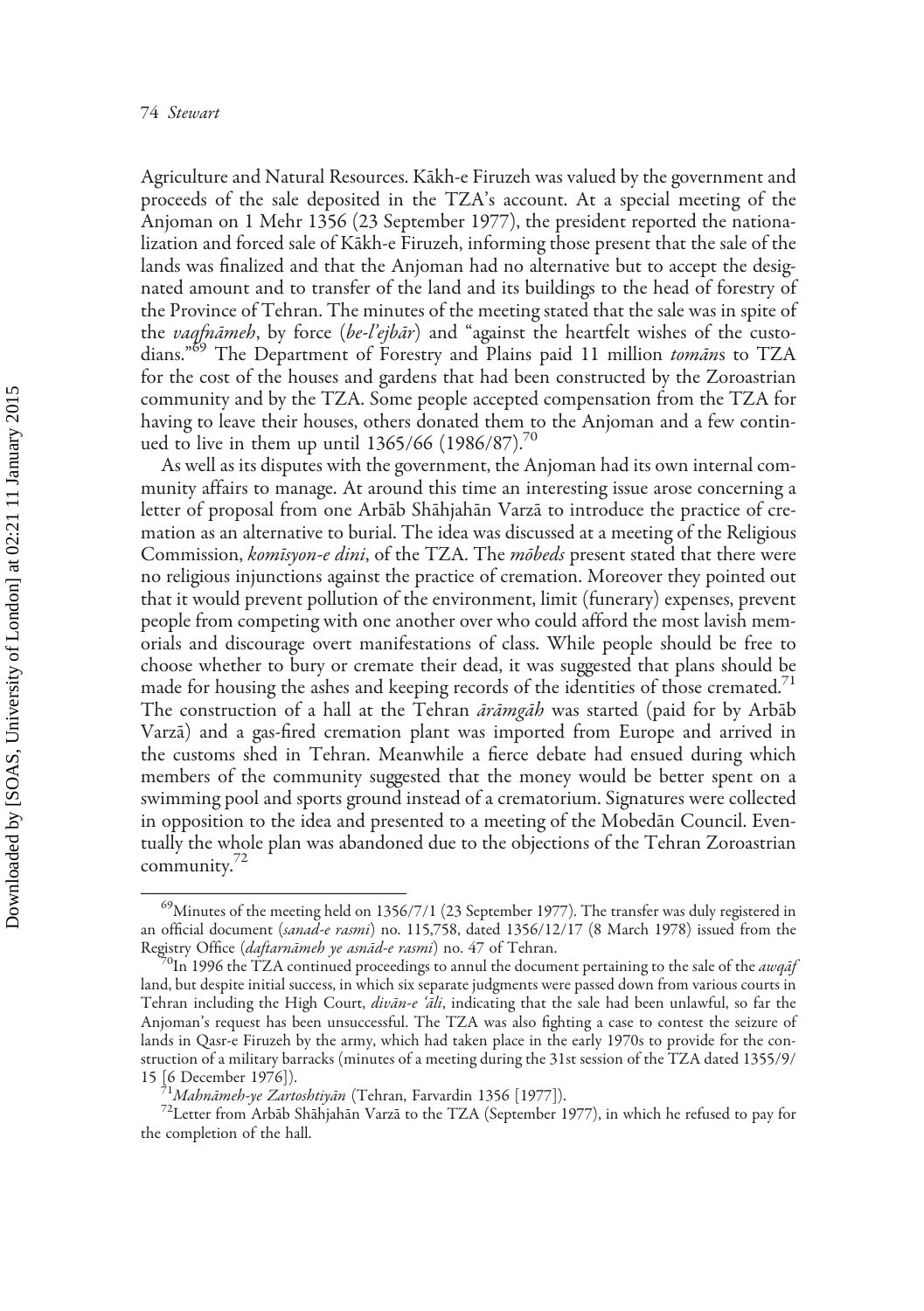Agriculture and Natural Resources. Kākh-e Firuzeh was valued by the government and proceeds of the sale deposited in the TZA's account. At a special meeting of the Anjoman on 1 Mehr 1356 (23 September 1977), the president reported the nationalization and forced sale of Kākh-e Firuzeh, informing those present that the sale of the lands was finalized and that the Anjoman had no alternative but to accept the designated amount and to transfer of the land and its buildings to the head of forestry of the Province of Tehran. The minutes of the meeting stated that the sale was in spite of the *vaqfnāmeh*, by force (*be-l'ejbār*) and "against the heartfelt wishes of the custodians."[69] The Department of Forestry and Plains paid 11 million *tomāns* to TZA for the cost of the houses and gardens that had been constructed by the Zoroastrian community and by the TZA. Some people accepted compensation from the TZA for having to leave their houses, others donated them to the Anjoman and a few continued to live in them up until 1365/66 (1986/87).[70]

As well as its disputes with the government, the Anjoman had its own internal community affairs to manage. At around this time an interesting issue arose concerning a letter of proposal from one Arbāb Shāhjahān Varzā to introduce the practice of cremation as an alternative to burial. The idea was discussed at a meeting of the Religious Commission, *komīsyon-e dini*, of the TZA. The *mōbeds* present stated that there were no religious injunctions against the practice of cremation. Moreover they pointed out that it would prevent pollution of the environment, limit (funerary) expenses, prevent people from competing with one another over who could afford the most lavish memorials and discourage overt manifestations of class. While people should be free to choose whether to bury or cremate their dead, it was suggested that plans should be made for housing the ashes and keeping records of the identities of those cremated.[71] The construction of a hall at the Tehran *ārāmgāh* was started (paid for by Arbāb Varzā) and a gas-fired cremation plant was imported from Europe and arrived in the customs shed in Tehran. Meanwhile a fierce debate had ensued during which members of the community suggested that the money would be better spent on a swimming pool and sports ground instead of a crematorium. Signatures were collected in opposition to the idea and presented to a meeting of the Mobedān Council. Eventually the whole plan was abandoned due to the objections of the Tehran Zoroastrian community.[72]

---

[69] Minutes of the meeting held on 1356/7/1 (23 September 1977). The transfer was duly registered in an official document (*sanad-e rasmi*) no. 115,758, dated 1356/12/17 (8 March 1978) issued from the Registry Office (*daftarnāmeh ye asnād-e rasmi*) no. 47 of Tehran.

[70] In 1996 the TZA continued proceedings to annul the document pertaining to the sale of the *awqāf* land, but despite initial success, in which six separate judgments were passed down from various courts in Tehran including the High Court, *divān-e 'āli*, indicating that the sale had been unlawful, so far the Anjoman's request has been unsuccessful. The TZA was also fighting a case to contest the seizure of lands in Qasr-e Firuzeh by the army, which had taken place in the early 1970s to provide for the construction of a military barracks (minutes of a meeting during the 31st session of the TZA dated 1355/9/15 [6 December 1976]).

[71] *Mahnāmeh-ye Zartoshtiyān* (Tehran, Farvardin 1356 [1977]).

[72] Letter from Arbāb Shāhjahān Varzā to the TZA (September 1977), in which he refused to pay for the completion of the hall.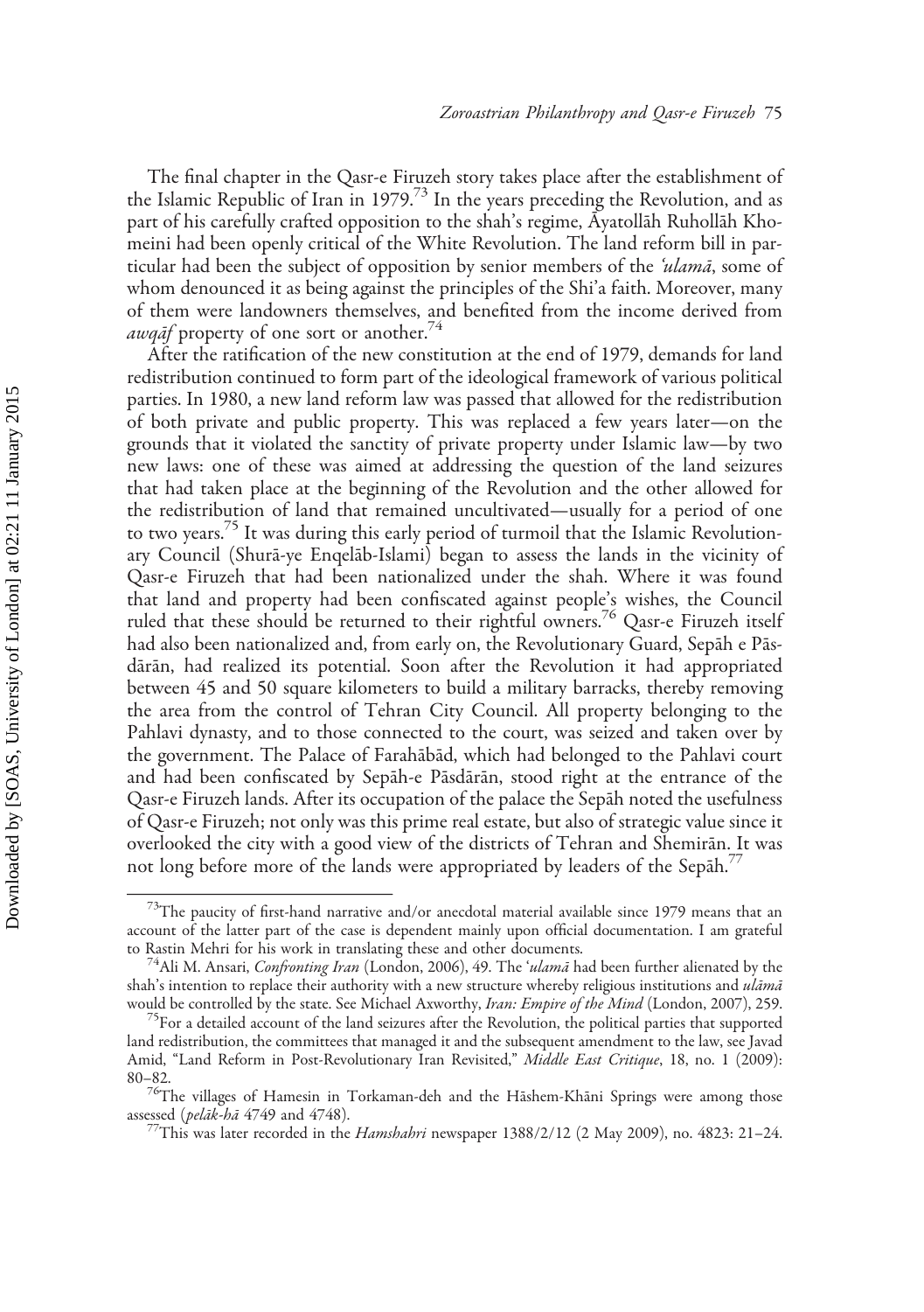The final chapter in the Qasr-e Firuzeh story takes place after the establishment of the Islamic Republic of Iran in 1979.[73] In the years preceding the Revolution, and as part of his carefully crafted opposition to the shah's regime, Āyatollāh Ruhollāh Khomeini had been openly critical of the White Revolution. The land reform bill in particular had been the subject of opposition by senior members of the *ʿulamā*, some of whom denounced it as being against the principles of the Shi'a faith. Moreover, many of them were landowners themselves, and benefited from the income derived from *awqāf* property of one sort or another.[74]

After the ratification of the new constitution at the end of 1979, demands for land redistribution continued to form part of the ideological framework of various political parties. In 1980, a new land reform law was passed that allowed for the redistribution of both private and public property. This was replaced a few years later—on the grounds that it violated the sanctity of private property under Islamic law—by two new laws: one of these was aimed at addressing the question of the land seizures that had taken place at the beginning of the Revolution and the other allowed for the redistribution of land that remained uncultivated—usually for a period of one to two years.[75] It was during this early period of turmoil that the Islamic Revolutionary Council (Shurā-ye Enqelāb-Islami) began to assess the lands in the vicinity of Qasr-e Firuzeh that had been nationalized under the shah. Where it was found that land and property had been confiscated against people's wishes, the Council ruled that these should be returned to their rightful owners.[76] Qasr-e Firuzeh itself had also been nationalized and, from early on, the Revolutionary Guard, Sepāh e Pāsdārān, had realized its potential. Soon after the Revolution it had appropriated between 45 and 50 square kilometers to build a military barracks, thereby removing the area from the control of Tehran City Council. All property belonging to the Pahlavi dynasty, and to those connected to the court, was seized and taken over by the government. The Palace of Farahābād, which had belonged to the Pahlavi court and had been confiscated by Sepāh-e Pāsdārān, stood right at the entrance of the Qasr-e Firuzeh lands. After its occupation of the palace the Sepāh noted the usefulness of Qasr-e Firuzeh; not only was this prime real estate, but also of strategic value since it overlooked the city with a good view of the districts of Tehran and Shemirān. It was not long before more of the lands were appropriated by leaders of the Sepāh.[77]

---

[73]The paucity of first-hand narrative and/or anecdotal material available since 1979 means that an account of the latter part of the case is dependent mainly upon official documentation. I am grateful to Rastin Mehri for his work in translating these and other documents.

[74]Ali M. Ansari, *Confronting Iran* (London, 2006), 49. The *ʿulamā* had been further alienated by the shah's intention to replace their authority with a new structure whereby religious institutions and *ulāmā* would be controlled by the state. See Michael Axworthy, *Iran: Empire of the Mind* (London, 2007), 259.

[75]For a detailed account of the land seizures after the Revolution, the political parties that supported land redistribution, the committees that managed it and the subsequent amendment to the law, see Javad Amid, "Land Reform in Post-Revolutionary Iran Revisited," *Middle East Critique*, 18, no. 1 (2009): 80–82.

[76]The villages of Hamesin in Torkaman-deh and the Hāshem-Khāni Springs were among those assessed (*pelāk-hā* 4749 and 4748).

[77]This was later recorded in the *Hamshahri* newspaper 1388/2/12 (2 May 2009), no. 4823: 21–24.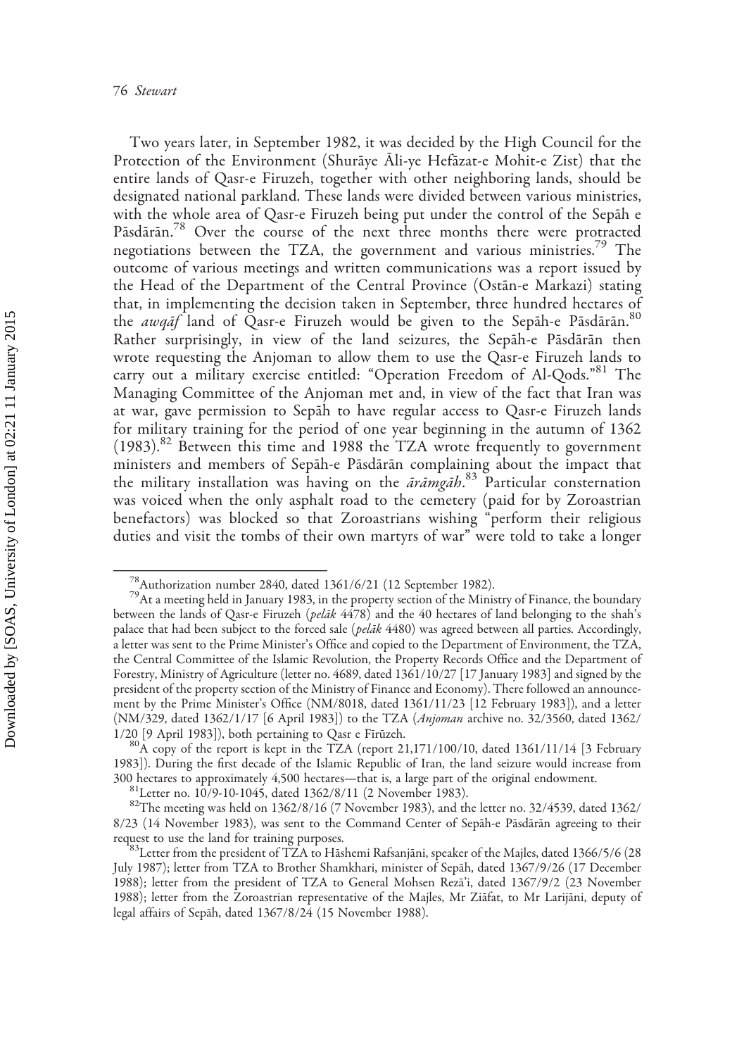Two years later, in September 1982, it was decided by the High Council for the Protection of the Environment (Shurāye Āli-ye Hefāzat-e Mohit-e Zist) that the entire lands of Qasr-e Firuzeh, together with other neighboring lands, should be designated national parkland. These lands were divided between various ministries, with the whole area of Qasr-e Firuzeh being put under the control of the Sepāh e Pāsdārān.[78] Over the course of the next three months there were protracted negotiations between the TZA, the government and various ministries.[79] The outcome of various meetings and written communications was a report issued by the Head of the Department of the Central Province (Ostān-e Markazi) stating that, in implementing the decision taken in September, three hundred hectares of the *awqāf* land of Qasr-e Firuzeh would be given to the Sepāh-e Pāsdārān.[80] Rather surprisingly, in view of the land seizures, the Sepāh-e Pāsdārān then wrote requesting the Anjoman to allow them to use the Qasr-e Firuzeh lands to carry out a military exercise entitled: "Operation Freedom of Al-Qods."[81] The Managing Committee of the Anjoman met and, in view of the fact that Iran was at war, gave permission to Sepāh to have regular access to Qasr-e Firuzeh lands for military training for the period of one year beginning in the autumn of 1362 (1983).[82] Between this time and 1988 the TZA wrote frequently to government ministers and members of Sepāh-e Pāsdārān complaining about the impact that the military installation was having on the *ārāmgāh*.[83] Particular consternation was voiced when the only asphalt road to the cemetery (paid for by Zoroastrian benefactors) was blocked so that Zoroastrians wishing "perform their religious duties and visit the tombs of their own martyrs of war" were told to take a longer

---

[78] Authorization number 2840, dated 1361/6/21 (12 September 1982).

[79] At a meeting held in January 1983, in the property section of the Ministry of Finance, the boundary between the lands of Qasr-e Firuzeh (*pelāk* 4478) and the 40 hectares of land belonging to the shah's palace that had been subject to the forced sale (*pelāk* 4480) was agreed between all parties. Accordingly, a letter was sent to the Prime Minister's Office and copied to the Department of Environment, the TZA, the Central Committee of the Islamic Revolution, the Property Records Office and the Department of Forestry, Ministry of Agriculture (letter no. 4689, dated 1361/10/27 [17 January 1983] and signed by the president of the property section of the Ministry of Finance and Economy). There followed an announcement by the Prime Minister's Office (NM/8018, dated 1361/11/23 [12 February 1983]), and a letter (NM/329, dated 1362/1/17 [6 April 1983]) to the TZA (*Anjoman* archive no. 32/3560, dated 1362/1/20 [9 April 1983]), both pertaining to Qasr e Fīrūzeh.

[80] A copy of the report is kept in the TZA (report 21,171/100/10, dated 1361/11/14 [3 February 1983]). During the first decade of the Islamic Republic of Iran, the land seizure would increase from 300 hectares to approximately 4,500 hectares—that is, a large part of the original endowment.

[81] Letter no. 10/9-10-1045, dated 1362/8/11 (2 November 1983).

[82] The meeting was held on 1362/8/16 (7 November 1983), and the letter no. 32/4539, dated 1362/8/23 (14 November 1983), was sent to the Command Center of Sepāh-e Pāsdārān agreeing to their request to use the land for training purposes.

[83] Letter from the president of TZA to Hāshemi Rafsanjāni, speaker of the Majles, dated 1366/5/6 (28 July 1987); letter from TZA to Brother Shamkhari, minister of Sepāh, dated 1367/9/26 (17 December 1988); letter from the president of TZA to General Mohsen Rezā'i, dated 1367/9/2 (23 November 1988); letter from the Zoroastrian representative of the Majles, Mr Ziāfat, to Mr Larijāni, deputy of legal affairs of Sepāh, dated 1367/8/24 (15 November 1988).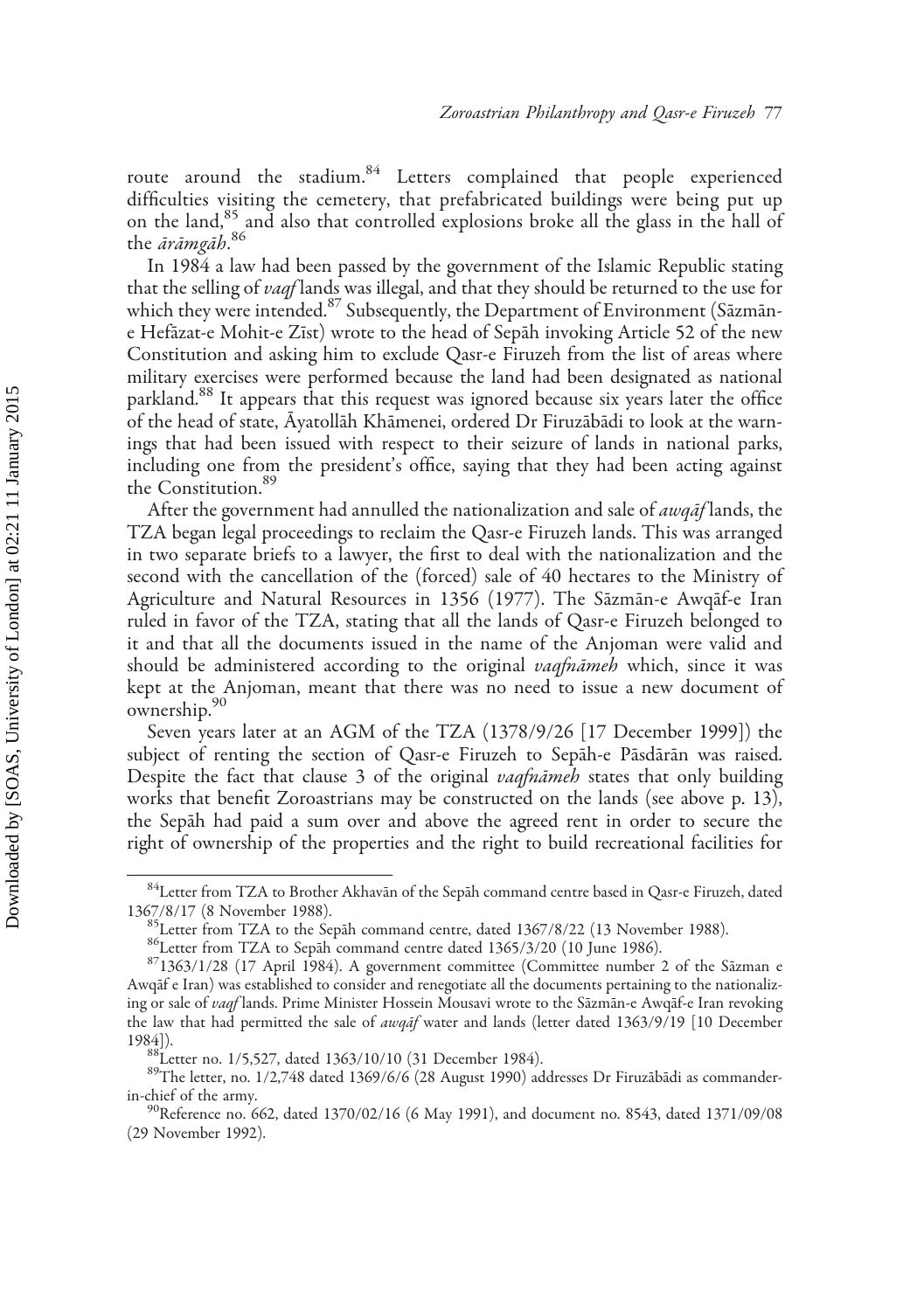route around the stadium.[84] Letters complained that people experienced difficulties visiting the cemetery, that prefabricated buildings were being put up on the land,[85] and also that controlled explosions broke all the glass in the hall of the *ārāmgāh*.[86]

In 1984 a law had been passed by the government of the Islamic Republic stating that the selling of *vaqf* lands was illegal, and that they should be returned to the use for which they were intended.[87] Subsequently, the Department of Environment (Sāzmān-e Hefāzat-e Mohit-e Zīst) wrote to the head of Sepāh invoking Article 52 of the new Constitution and asking him to exclude Qasr-e Firuzeh from the list of areas where military exercises were performed because the land had been designated as national parkland.[88] It appears that this request was ignored because six years later the office of the head of state, Āyatollāh Khāmenei, ordered Dr Firuzābādi to look at the warnings that had been issued with respect to their seizure of lands in national parks, including one from the president's office, saying that they had been acting against the Constitution.[89]

After the government had annulled the nationalization and sale of *awqāf* lands, the TZA began legal proceedings to reclaim the Qasr-e Firuzeh lands. This was arranged in two separate briefs to a lawyer, the first to deal with the nationalization and the second with the cancellation of the (forced) sale of 40 hectares to the Ministry of Agriculture and Natural Resources in 1356 (1977). The Sāzmān-e Awqāf-e Iran ruled in favor of the TZA, stating that all the lands of Qasr-e Firuzeh belonged to it and that all the documents issued in the name of the Anjoman were valid and should be administered according to the original *vaqfnāmeh* which, since it was kept at the Anjoman, meant that there was no need to issue a new document of ownership.[90]

Seven years later at an AGM of the TZA (1378/9/26 [17 December 1999]) the subject of renting the section of Qasr-e Firuzeh to Sepāh-e Pāsdārān was raised. Despite the fact that clause 3 of the original *vaqfnāmeh* states that only building works that benefit Zoroastrians may be constructed on the lands (see above p. 13), the Sepāh had paid a sum over and above the agreed rent in order to secure the right of ownership of the properties and the right to build recreational facilities for

---

[84] Letter from TZA to Brother Akhavān of the Sepāh command centre based in Qasr-e Firuzeh, dated 1367/8/17 (8 November 1988).

[85] Letter from TZA to the Sepāh command centre, dated 1367/8/22 (13 November 1988).

[86] Letter from TZA to Sepāh command centre dated 1365/3/20 (10 June 1986).

[87] 1363/1/28 (17 April 1984). A government committee (Committee number 2 of the Sāzman e Awqāf e Iran) was established to consider and renegotiate all the documents pertaining to the nationalizing or sale of *vaqf* lands. Prime Minister Hossein Mousavi wrote to the Sāzmān-e Awqāf-e Iran revoking the law that had permitted the sale of *awqāf* water and lands (letter dated 1363/9/19 [10 December 1984]).

[88] Letter no. 1/5,527, dated 1363/10/10 (31 December 1984).

[89] The letter, no. 1/2,748 dated 1369/6/6 (28 August 1990) addresses Dr Firuzābādi as commander-in-chief of the army.

[90] Reference no. 662, dated 1370/02/16 (6 May 1991), and document no. 8543, dated 1371/09/08 (29 November 1992).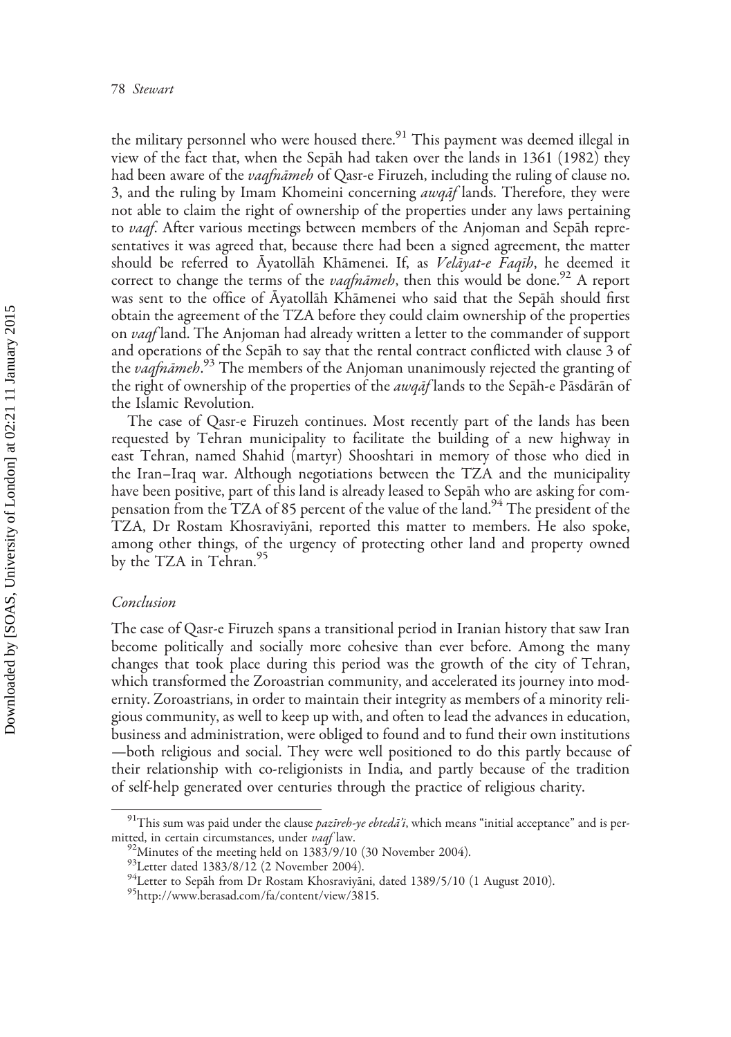the military personnel who were housed there.[91] This payment was deemed illegal in view of the fact that, when the Sepāh had taken over the lands in 1361 (1982) they had been aware of the *vaqfnāmeh* of Qasr-e Firuzeh, including the ruling of clause no. 3, and the ruling by Imam Khomeini concerning *awqāf* lands. Therefore, they were not able to claim the right of ownership of the properties under any laws pertaining to *vaqf*. After various meetings between members of the Anjoman and Sepāh representatives it was agreed that, because there had been a signed agreement, the matter should be referred to Āyatollāh Khāmenei. If, as *Velāyat-e Faqīh*, he deemed it correct to change the terms of the *vaqfnāmeh*, then this would be done.[92] A report was sent to the office of Āyatollāh Khāmenei who said that the Sepāh should first obtain the agreement of the TZA before they could claim ownership of the properties on *vaqf* land. The Anjoman had already written a letter to the commander of support and operations of the Sepāh to say that the rental contract conflicted with clause 3 of the *vaqfnāmeh*.[93] The members of the Anjoman unanimously rejected the granting of the right of ownership of the properties of the *awqāf* lands to the Sepāh-e Pāsdārān of the Islamic Revolution.

The case of Qasr-e Firuzeh continues. Most recently part of the lands has been requested by Tehran municipality to facilitate the building of a new highway in east Tehran, named Shahid (martyr) Shooshtari in memory of those who died in the Iran–Iraq war. Although negotiations between the TZA and the municipality have been positive, part of this land is already leased to Sepāh who are asking for compensation from the TZA of 85 percent of the value of the land.[94] The president of the TZA, Dr Rostam Khosraviyāni, reported this matter to members. He also spoke, among other things, of the urgency of protecting other land and property owned by the TZA in Tehran.[95]

## *Conclusion*

The case of Qasr-e Firuzeh spans a transitional period in Iranian history that saw Iran become politically and socially more cohesive than ever before. Among the many changes that took place during this period was the growth of the city of Tehran, which transformed the Zoroastrian community, and accelerated its journey into modernity. Zoroastrians, in order to maintain their integrity as members of a minority religious community, as well to keep up with, and often to lead the advances in education, business and administration, were obliged to found and to fund their own institutions —both religious and social. They were well positioned to do this partly because of their relationship with co-religionists in India, and partly because of the tradition of self-help generated over centuries through the practice of religious charity.

---

[91] This sum was paid under the clause *pazīreh-ye ebtedā'i*, which means "initial acceptance" and is permitted, in certain circumstances, under *vaqf* law.

[92] Minutes of the meeting held on 1383/9/10 (30 November 2004).

[93] Letter dated 1383/8/12 (2 November 2004).

[94] Letter to Sepāh from Dr Rostam Khosraviyāni, dated 1389/5/10 (1 August 2010).

[95] http://www.berasad.com/fa/content/view/3815.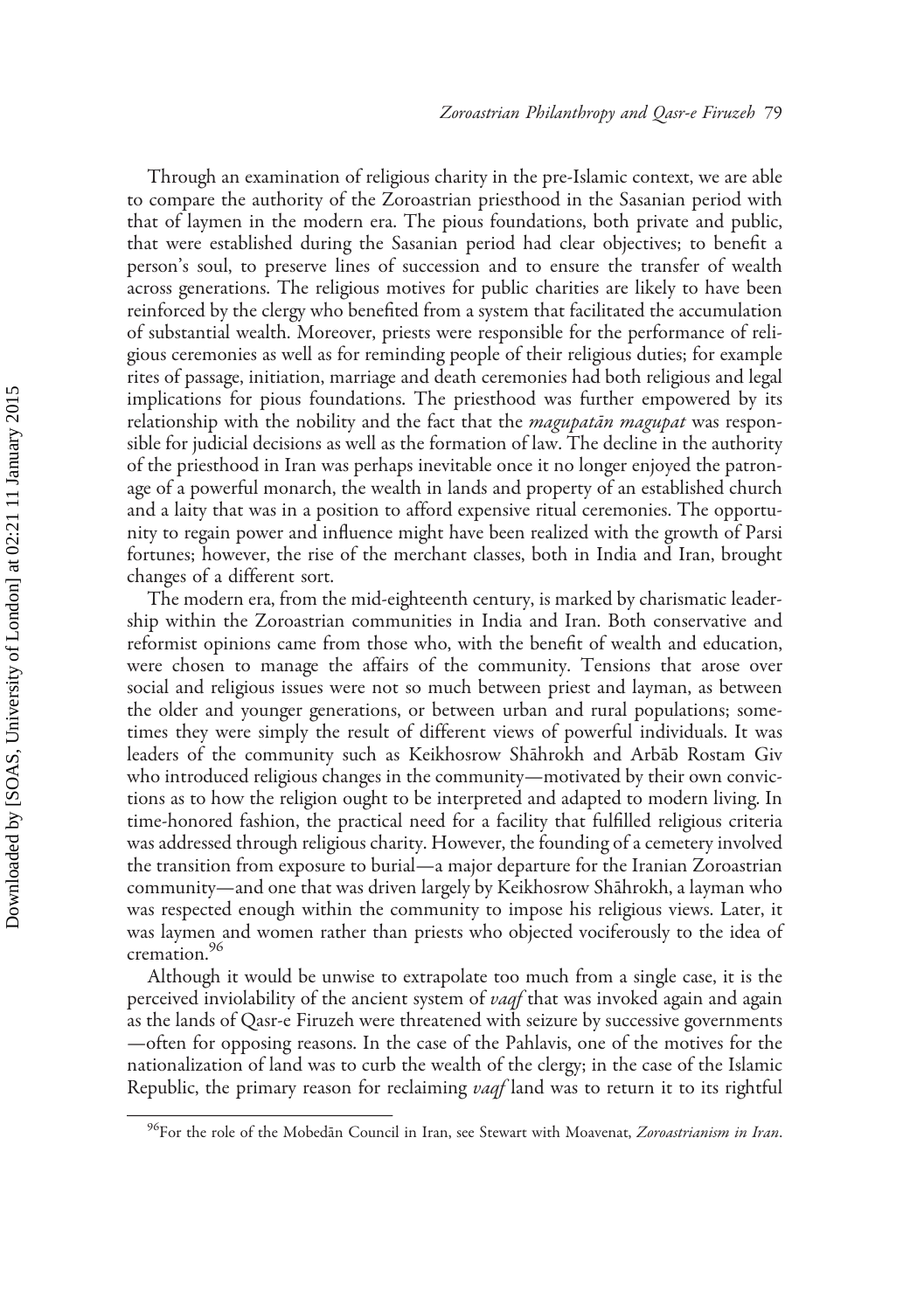Through an examination of religious charity in the pre-Islamic context, we are able to compare the authority of the Zoroastrian priesthood in the Sasanian period with that of laymen in the modern era. The pious foundations, both private and public, that were established during the Sasanian period had clear objectives; to benefit a person's soul, to preserve lines of succession and to ensure the transfer of wealth across generations. The religious motives for public charities are likely to have been reinforced by the clergy who benefited from a system that facilitated the accumulation of substantial wealth. Moreover, priests were responsible for the performance of religious ceremonies as well as for reminding people of their religious duties; for example rites of passage, initiation, marriage and death ceremonies had both religious and legal implications for pious foundations. The priesthood was further empowered by its relationship with the nobility and the fact that the *magupatān magupat* was responsible for judicial decisions as well as the formation of law. The decline in the authority of the priesthood in Iran was perhaps inevitable once it no longer enjoyed the patronage of a powerful monarch, the wealth in lands and property of an established church and a laity that was in a position to afford expensive ritual ceremonies. The opportunity to regain power and influence might have been realized with the growth of Parsi fortunes; however, the rise of the merchant classes, both in India and Iran, brought changes of a different sort.

The modern era, from the mid-eighteenth century, is marked by charismatic leadership within the Zoroastrian communities in India and Iran. Both conservative and reformist opinions came from those who, with the benefit of wealth and education, were chosen to manage the affairs of the community. Tensions that arose over social and religious issues were not so much between priest and layman, as between the older and younger generations, or between urban and rural populations; sometimes they were simply the result of different views of powerful individuals. It was leaders of the community such as Keikhosrow Shāhrokh and Arbāb Rostam Giv who introduced religious changes in the community—motivated by their own convictions as to how the religion ought to be interpreted and adapted to modern living. In time-honored fashion, the practical need for a facility that fulfilled religious criteria was addressed through religious charity. However, the founding of a cemetery involved the transition from exposure to burial—a major departure for the Iranian Zoroastrian community—and one that was driven largely by Keikhosrow Shāhrokh, a layman who was respected enough within the community to impose his religious views. Later, it was laymen and women rather than priests who objected vociferously to the idea of cremation.[96]

Although it would be unwise to extrapolate too much from a single case, it is the perceived inviolability of the ancient system of *vaqf* that was invoked again and again as the lands of Qasr-e Firuzeh were threatened with seizure by successive governments —often for opposing reasons. In the case of the Pahlavis, one of the motives for the nationalization of land was to curb the wealth of the clergy; in the case of the Islamic Republic, the primary reason for reclaiming *vaqf* land was to return it to its rightful

[96] For the role of the Mobedān Council in Iran, see Stewart with Moavenat, *Zoroastrianism in Iran*.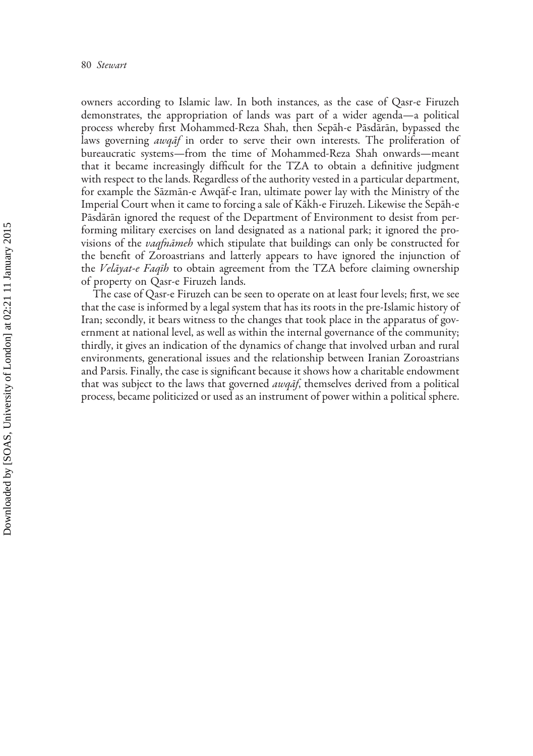owners according to Islamic law. In both instances, as the case of Qasr-e Firuzeh demonstrates, the appropriation of lands was part of a wider agenda—a political process whereby first Mohammed-Reza Shah, then Sepāh-e Pāsdārān, bypassed the laws governing *awqāf* in order to serve their own interests. The proliferation of bureaucratic systems—from the time of Mohammed-Reza Shah onwards—meant that it became increasingly difficult for the TZA to obtain a definitive judgment with respect to the lands. Regardless of the authority vested in a particular department, for example the Sāzmān-e Awqāf-e Iran, ultimate power lay with the Ministry of the Imperial Court when it came to forcing a sale of Kākh-e Firuzeh. Likewise the Sepāh-e Pāsdārān ignored the request of the Department of Environment to desist from performing military exercises on land designated as a national park; it ignored the provisions of the *vaqfnāmeh* which stipulate that buildings can only be constructed for the benefit of Zoroastrians and latterly appears to have ignored the injunction of the *Velāyat-e Faqīh* to obtain agreement from the TZA before claiming ownership of property on Qasr-e Firuzeh lands.

The case of Qasr-e Firuzeh can be seen to operate on at least four levels; first, we see that the case is informed by a legal system that has its roots in the pre-Islamic history of Iran; secondly, it bears witness to the changes that took place in the apparatus of government at national level, as well as within the internal governance of the community; thirdly, it gives an indication of the dynamics of change that involved urban and rural environments, generational issues and the relationship between Iranian Zoroastrians and Parsis. Finally, the case is significant because it shows how a charitable endowment that was subject to the laws that governed *awqāf*, themselves derived from a political process, became politicized or used as an instrument of power within a political sphere.